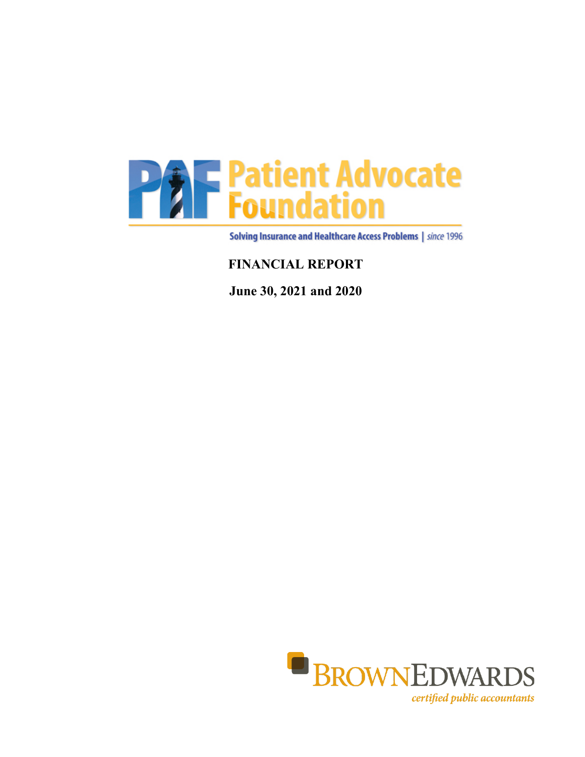Patient Advocate Foundation

Solving Insurance and Healthcare Access Problems | since 1996

# FINANCIAL REPORT

**June 30, 2021 and 2020**

BROWN EDWARDS

*certified public accountants*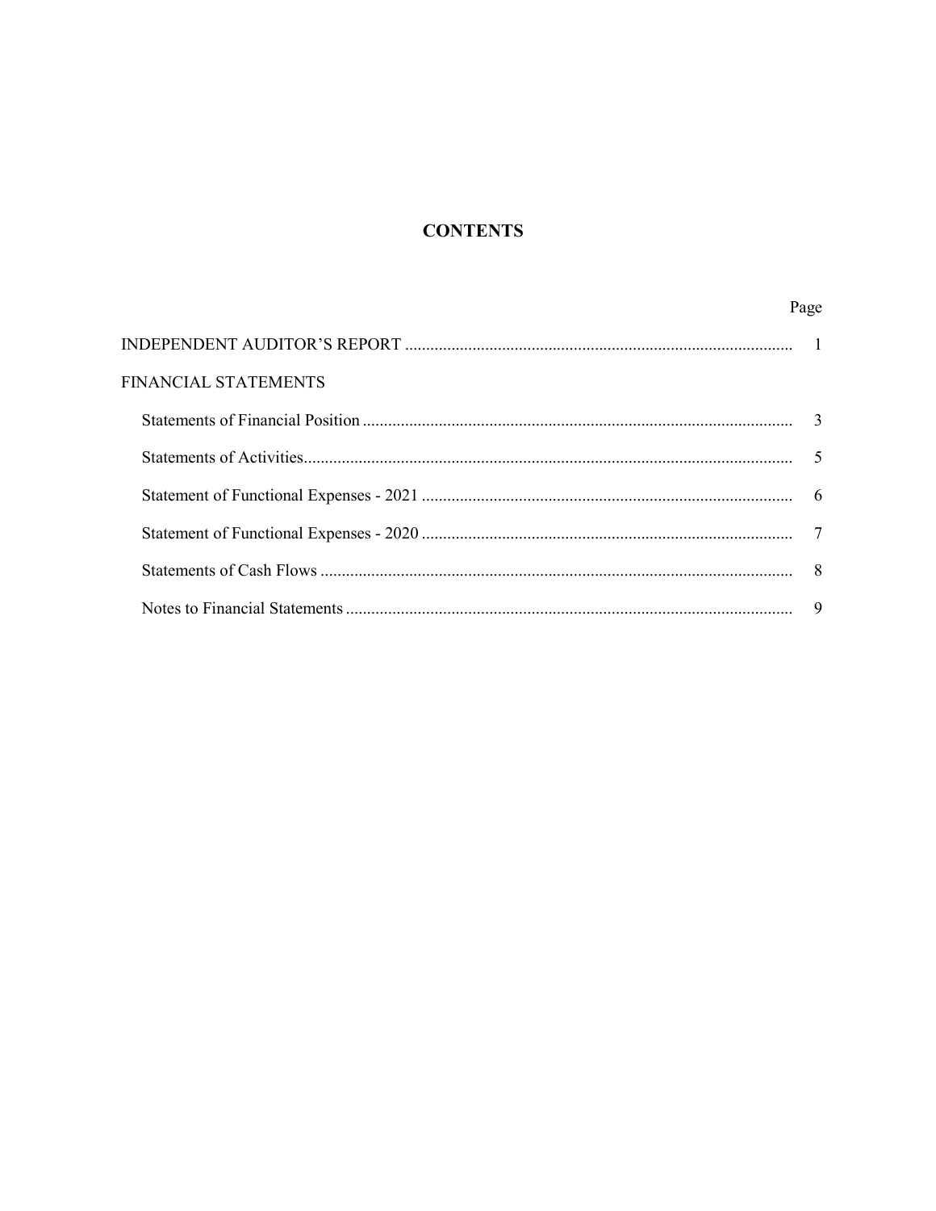# CONTENTS

| | Page |
|---|---|
| INDEPENDENT AUDITOR'S REPORT | 1 |
| FINANCIAL STATEMENTS | |
| Statements of Financial Position | 3 |
| Statements of Activities | 5 |
| Statement of Functional Expenses - 2021 | 6 |
| Statement of Functional Expenses - 2020 | 7 |
| Statements of Cash Flows | 8 |
| Notes to Financial Statements | 9 |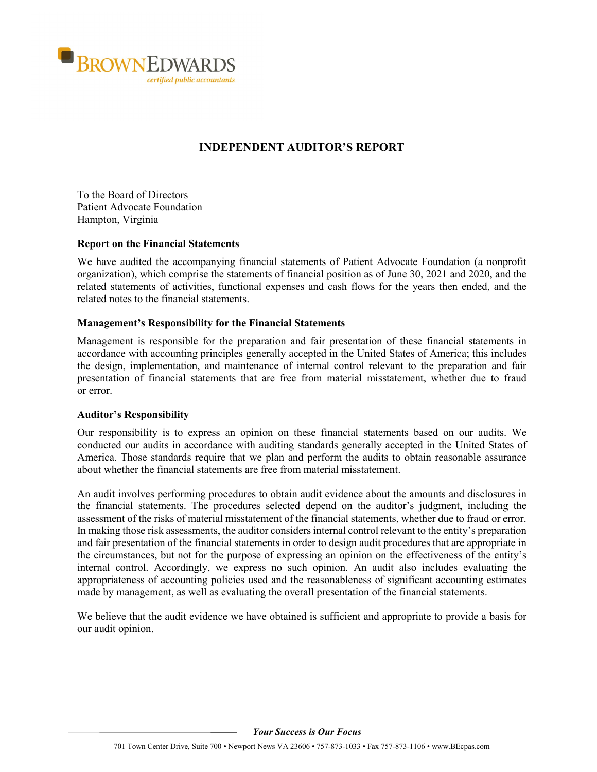BROWNEDWARDS

*certified public accountants*

# INDEPENDENT AUDITOR'S REPORT

To the Board of Directors
Patient Advocate Foundation
Hampton, Virginia

**Report on the Financial Statements**

We have audited the accompanying financial statements of Patient Advocate Foundation (a nonprofit organization), which comprise the statements of financial position as of June 30, 2021 and 2020, and the related statements of activities, functional expenses and cash flows for the years then ended, and the related notes to the financial statements.

**Management's Responsibility for the Financial Statements**

Management is responsible for the preparation and fair presentation of these financial statements in accordance with accounting principles generally accepted in the United States of America; this includes the design, implementation, and maintenance of internal control relevant to the preparation and fair presentation of financial statements that are free from material misstatement, whether due to fraud or error.

**Auditor's Responsibility**

Our responsibility is to express an opinion on these financial statements based on our audits. We conducted our audits in accordance with auditing standards generally accepted in the United States of America. Those standards require that we plan and perform the audits to obtain reasonable assurance about whether the financial statements are free from material misstatement.

An audit involves performing procedures to obtain audit evidence about the amounts and disclosures in the financial statements. The procedures selected depend on the auditor's judgment, including the assessment of the risks of material misstatement of the financial statements, whether due to fraud or error. In making those risk assessments, the auditor considers internal control relevant to the entity's preparation and fair presentation of the financial statements in order to design audit procedures that are appropriate in the circumstances, but not for the purpose of expressing an opinion on the effectiveness of the entity's internal control. Accordingly, we express no such opinion. An audit also includes evaluating the appropriateness of accounting policies used and the reasonableness of significant accounting estimates made by management, as well as evaluating the overall presentation of the financial statements.

We believe that the audit evidence we have obtained is sufficient and appropriate to provide a basis for our audit opinion.

***Your Success is Our Focus***

701 Town Center Drive, Suite 700 • Newport News VA 23606 • 757-873-1033 • Fax 757-873-1106 • www.BEcpas.com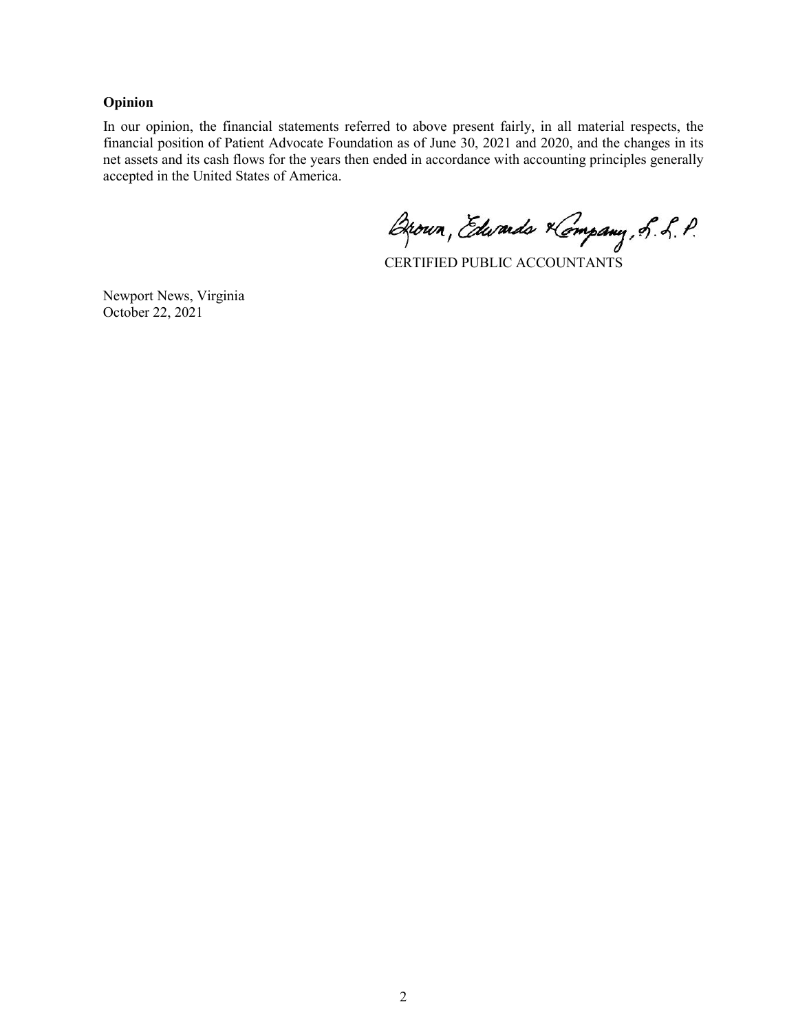**Opinion**

In our opinion, the financial statements referred to above present fairly, in all material respects, the financial position of Patient Advocate Foundation as of June 30, 2021 and 2020, and the changes in its net assets and its cash flows for the years then ended in accordance with accounting principles generally accepted in the United States of America.

Brown, Edwards & Company, L.L.P.

CERTIFIED PUBLIC ACCOUNTANTS

Newport News, Virginia
October 22, 2021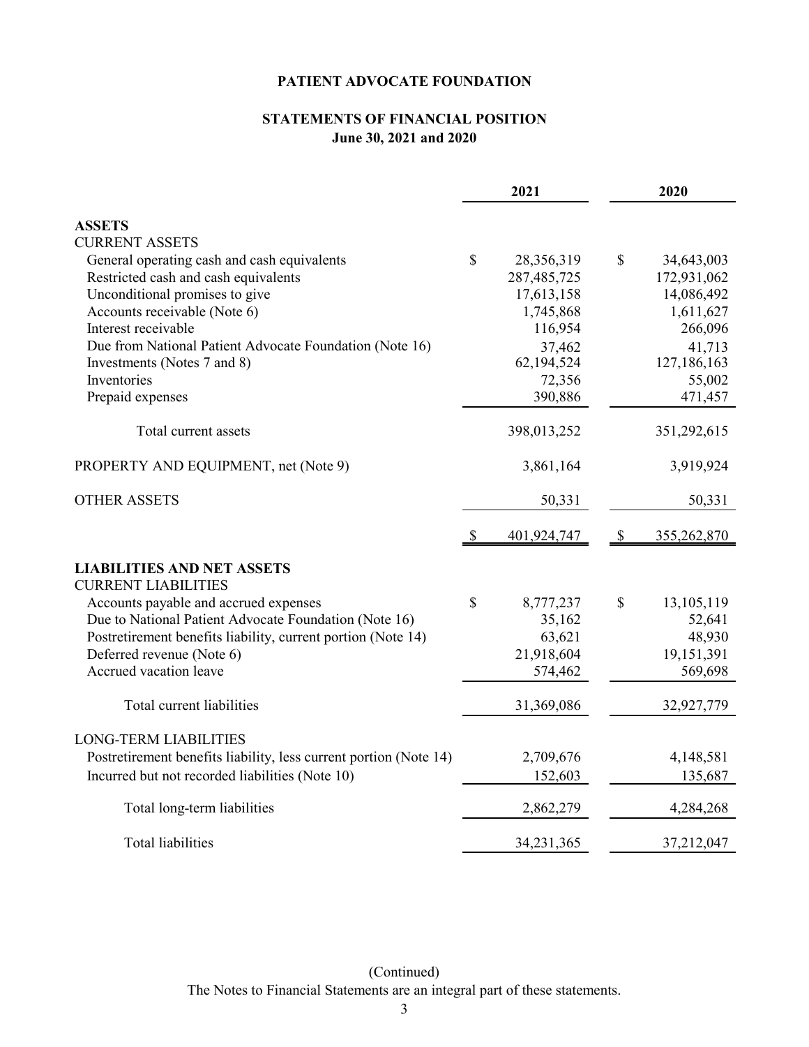# PATIENT ADVOCATE FOUNDATION

## STATEMENTS OF FINANCIAL POSITION
### June 30, 2021 and 2020

| | 2021 | 2020 |
|---|---|---|
| **ASSETS** | | |
| CURRENT ASSETS | | |
| General operating cash and cash equivalents | $ 28,356,319 | $ 34,643,003 |
| Restricted cash and cash equivalents | 287,485,725 | 172,931,062 |
| Unconditional promises to give | 17,613,158 | 14,086,492 |
| Accounts receivable (Note 6) | 1,745,868 | 1,611,627 |
| Interest receivable | 116,954 | 266,096 |
| Due from National Patient Advocate Foundation (Note 16) | 37,462 | 41,713 |
| Investments (Notes 7 and 8) | 62,194,524 | 127,186,163 |
| Inventories | 72,356 | 55,002 |
| Prepaid expenses | 390,886 | 471,457 |
| Total current assets | 398,013,252 | 351,292,615 |
| PROPERTY AND EQUIPMENT, net (Note 9) | 3,861,164 | 3,919,924 |
| OTHER ASSETS | 50,331 | 50,331 |
| | $ 401,924,747 | $ 355,262,870 |
| **LIABILITIES AND NET ASSETS** | | |
| CURRENT LIABILITIES | | |
| Accounts payable and accrued expenses | $ 8,777,237 | $ 13,105,119 |
| Due to National Patient Advocate Foundation (Note 16) | 35,162 | 52,641 |
| Postretirement benefits liability, current portion (Note 14) | 63,621 | 48,930 |
| Deferred revenue (Note 6) | 21,918,604 | 19,151,391 |
| Accrued vacation leave | 574,462 | 569,698 |
| Total current liabilities | 31,369,086 | 32,927,779 |
| LONG-TERM LIABILITIES | | |
| Postretirement benefits liability, less current portion (Note 14) | 2,709,676 | 4,148,581 |
| Incurred but not recorded liabilities (Note 10) | 152,603 | 135,687 |
| Total long-term liabilities | 2,862,279 | 4,284,268 |
| Total liabilities | 34,231,365 | 37,212,047 |

(Continued)

The Notes to Financial Statements are an integral part of these statements.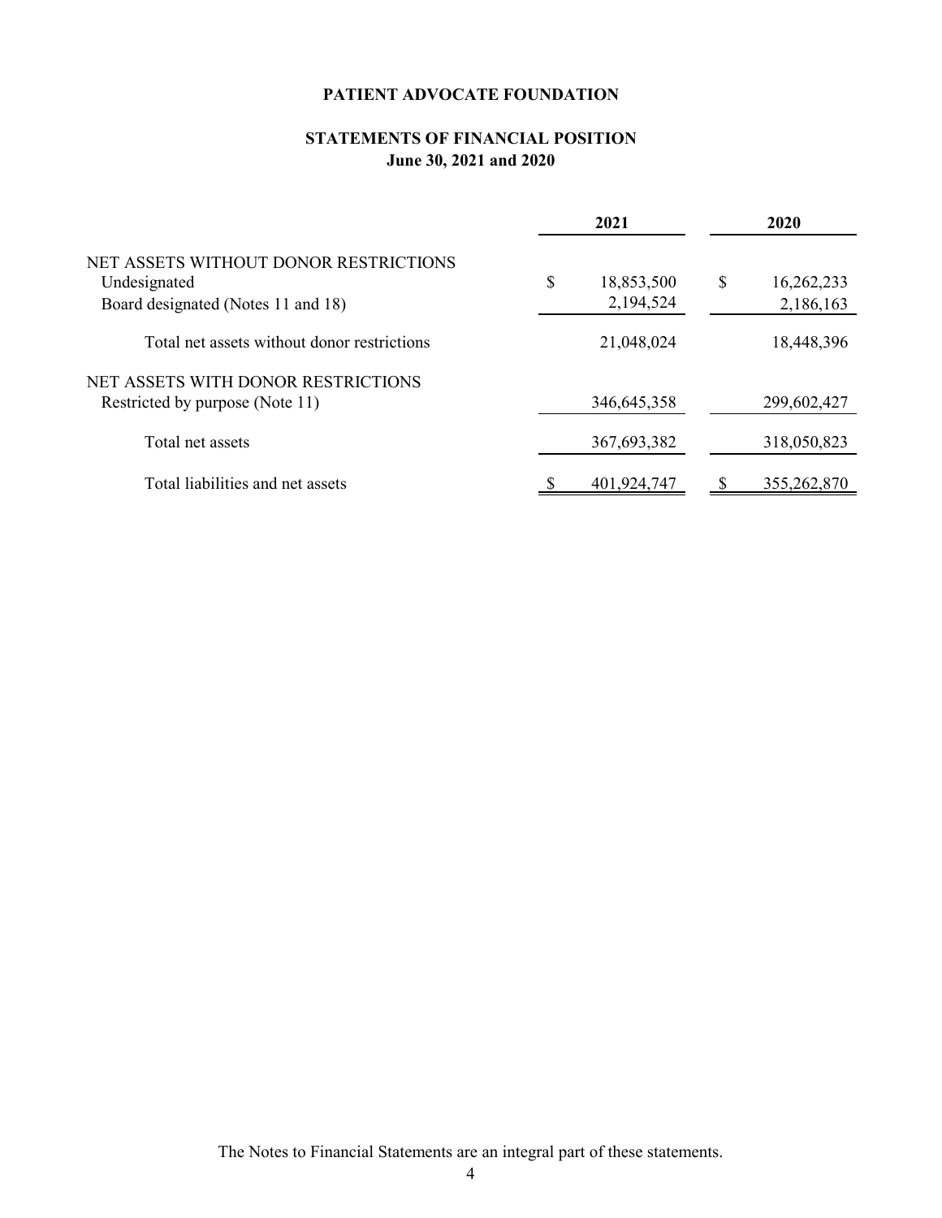**PATIENT ADVOCATE FOUNDATION**

**STATEMENTS OF FINANCIAL POSITION**
**June 30, 2021 and 2020**

| | 2021 | 2020 |
|---|---|---|
| NET ASSETS WITHOUT DONOR RESTRICTIONS | | |
| Undesignated | $ 18,853,500 | $ 16,262,233 |
| Board designated (Notes 11 and 18) | 2,194,524 | 2,186,163 |
| Total net assets without donor restrictions | 21,048,024 | 18,448,396 |
| NET ASSETS WITH DONOR RESTRICTIONS | | |
| Restricted by purpose (Note 11) | 346,645,358 | 299,602,427 |
| Total net assets | 367,693,382 | 318,050,823 |
| Total liabilities and net assets | $ 401,924,747 | $ 355,262,870 |

The Notes to Financial Statements are an integral part of these statements.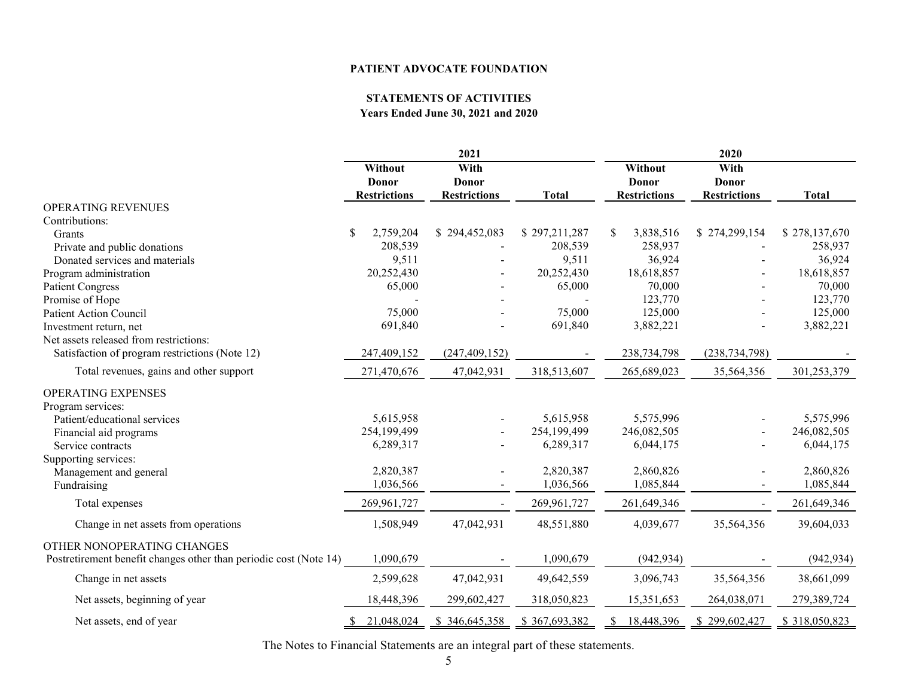**PATIENT ADVOCATE FOUNDATION**

**STATEMENTS OF ACTIVITIES**
**Years Ended June 30, 2021 and 2020**

| | 2021 | | | 2020 | | |
|---|---|---|---|---|---|---|
| | **Without Donor Restrictions** | **With Donor Restrictions** | **Total** | **Without Donor Restrictions** | **With Donor Restrictions** | **Total** |
| OPERATING REVENUES | | | | | | |
| Contributions: | | | | | | |
| Grants | $ 2,759,204 | $ 294,452,083 | $ 297,211,287 | $ 3,838,516 | $ 274,299,154 | $ 278,137,670 |
| Private and public donations | 208,539 | - | 208,539 | 258,937 | - | 258,937 |
| Donated services and materials | 9,511 | - | 9,511 | 36,924 | - | 36,924 |
| Program administration | 20,252,430 | - | 20,252,430 | 18,618,857 | - | 18,618,857 |
| Patient Congress | 65,000 | - | 65,000 | 70,000 | - | 70,000 |
| Promise of Hope | - | - | - | 123,770 | - | 123,770 |
| Patient Action Council | 75,000 | - | 75,000 | 125,000 | - | 125,000 |
| Investment return, net | 691,840 | - | 691,840 | 3,882,221 | - | 3,882,221 |
| Net assets released from restrictions: | | | | | | |
| Satisfaction of program restrictions (Note 12) | 247,409,152 | (247,409,152) | - | 238,734,798 | (238,734,798) | - |
| Total revenues, gains and other support | 271,470,676 | 47,042,931 | 318,513,607 | 265,689,023 | 35,564,356 | 301,253,379 |
| OPERATING EXPENSES | | | | | | |
| Program services: | | | | | | |
| Patient/educational services | 5,615,958 | - | 5,615,958 | 5,575,996 | - | 5,575,996 |
| Financial aid programs | 254,199,499 | - | 254,199,499 | 246,082,505 | - | 246,082,505 |
| Service contracts | 6,289,317 | - | 6,289,317 | 6,044,175 | - | 6,044,175 |
| Supporting services: | | | | | | |
| Management and general | 2,820,387 | - | 2,820,387 | 2,860,826 | - | 2,860,826 |
| Fundraising | 1,036,566 | - | 1,036,566 | 1,085,844 | - | 1,085,844 |
| Total expenses | 269,961,727 | - | 269,961,727 | 261,649,346 | - | 261,649,346 |
| Change in net assets from operations | 1,508,949 | 47,042,931 | 48,551,880 | 4,039,677 | 35,564,356 | 39,604,033 |
| OTHER NONOPERATING CHANGES | | | | | | |
| Postretirement benefit changes other than periodic cost (Note 14) | 1,090,679 | - | 1,090,679 | (942,934) | - | (942,934) |
| Change in net assets | 2,599,628 | 47,042,931 | 49,642,559 | 3,096,743 | 35,564,356 | 38,661,099 |
| Net assets, beginning of year | 18,448,396 | 299,602,427 | 318,050,823 | 15,351,653 | 264,038,071 | 279,389,724 |
| Net assets, end of year | $ 21,048,024 | $ 346,645,358 | $ 367,693,382 | $ 18,448,396 | $ 299,602,427 | $ 318,050,823 |

The Notes to Financial Statements are an integral part of these statements.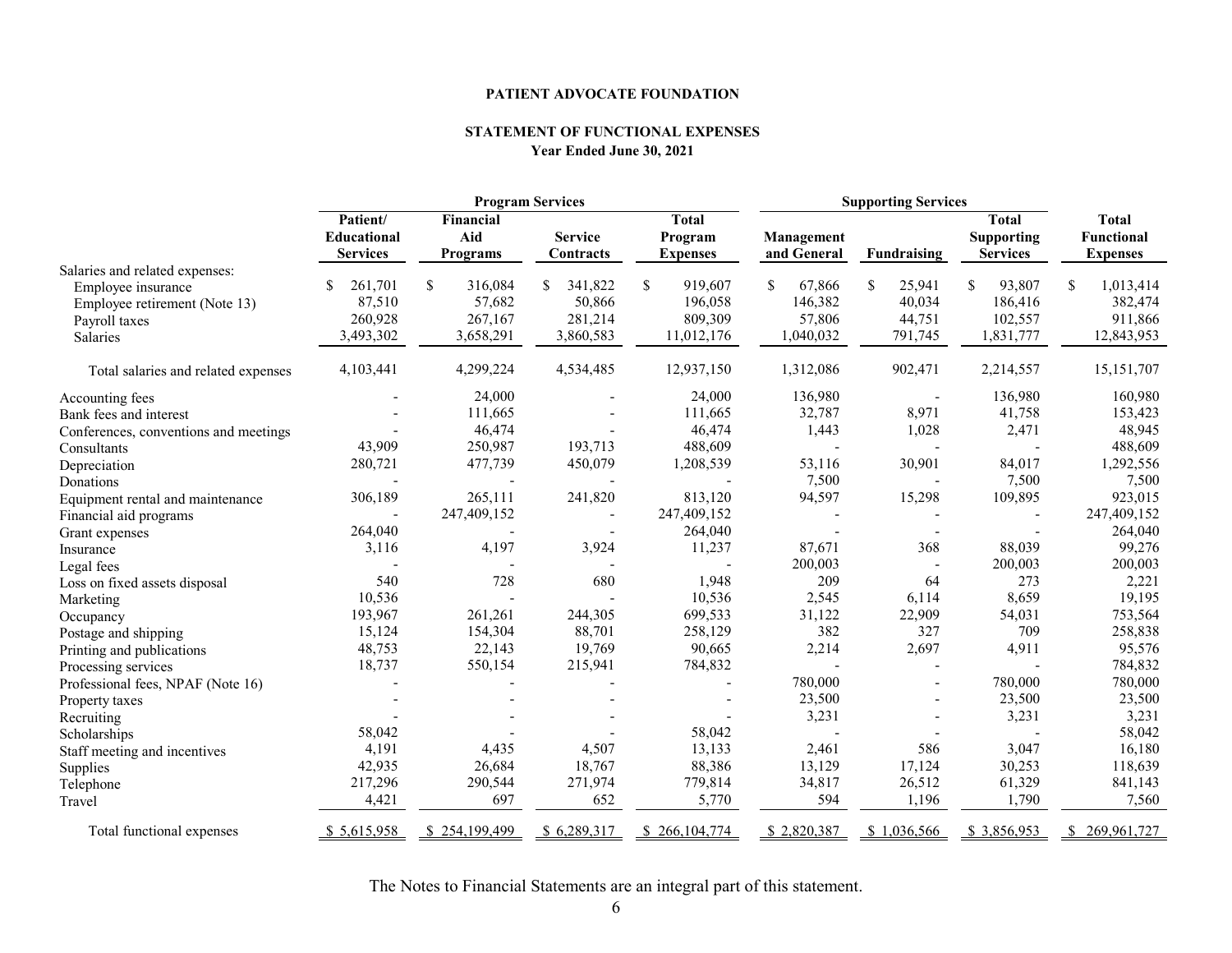**PATIENT ADVOCATE FOUNDATION**

**STATEMENT OF FUNCTIONAL EXPENSES**
**Year Ended June 30, 2021**

| | Program Services | | | | Supporting Services | | | |
|---|---|---|---|---|---|---|---|---|
| | Patient/ Educational Services | Financial Aid Programs | Service Contracts | Total Program Expenses | Management and General | Fundraising | Total Supporting Services | Total Functional Expenses |
| Salaries and related expenses: | | | | | | | | |
| Employee insurance | $ 261,701 | $ 316,084 | $ 341,822 | $ 919,607 | $ 67,866 | $ 25,941 | $ 93,807 | $ 1,013,414 |
| Employee retirement (Note 13) | 87,510 | 57,682 | 50,866 | 196,058 | 146,382 | 40,034 | 186,416 | 382,474 |
| Payroll taxes | 260,928 | 267,167 | 281,214 | 809,309 | 57,806 | 44,751 | 102,557 | 911,866 |
| Salaries | 3,493,302 | 3,658,291 | 3,860,583 | 11,012,176 | 1,040,032 | 791,745 | 1,831,777 | 12,843,953 |
| Total salaries and related expenses | 4,103,441 | 4,299,224 | 4,534,485 | 12,937,150 | 1,312,086 | 902,471 | 2,214,557 | 15,151,707 |
| Accounting fees | - | 24,000 | - | 24,000 | 136,980 | - | 136,980 | 160,980 |
| Bank fees and interest | - | 111,665 | - | 111,665 | 32,787 | 8,971 | 41,758 | 153,423 |
| Conferences, conventions and meetings | - | 46,474 | - | 46,474 | 1,443 | 1,028 | 2,471 | 48,945 |
| Consultants | 43,909 | 250,987 | 193,713 | 488,609 | - | - | - | 488,609 |
| Depreciation | 280,721 | 477,739 | 450,079 | 1,208,539 | 53,116 | 30,901 | 84,017 | 1,292,556 |
| Donations | - | - | - | - | 7,500 | - | 7,500 | 7,500 |
| Equipment rental and maintenance | 306,189 | 265,111 | 241,820 | 813,120 | 94,597 | 15,298 | 109,895 | 923,015 |
| Financial aid programs | - | 247,409,152 | - | 247,409,152 | - | - | - | 247,409,152 |
| Grant expenses | 264,040 | - | - | 264,040 | - | - | - | 264,040 |
| Insurance | 3,116 | 4,197 | 3,924 | 11,237 | 87,671 | 368 | 88,039 | 99,276 |
| Legal fees | - | - | - | - | 200,003 | - | 200,003 | 200,003 |
| Loss on fixed assets disposal | 540 | 728 | 680 | 1,948 | 209 | 64 | 273 | 2,221 |
| Marketing | 10,536 | - | - | 10,536 | 2,545 | 6,114 | 8,659 | 19,195 |
| Occupancy | 193,967 | 261,261 | 244,305 | 699,533 | 31,122 | 22,909 | 54,031 | 753,564 |
| Postage and shipping | 15,124 | 154,304 | 88,701 | 258,129 | 382 | 327 | 709 | 258,838 |
| Printing and publications | 48,753 | 22,143 | 19,769 | 90,665 | 2,214 | 2,697 | 4,911 | 95,576 |
| Processing services | 18,737 | 550,154 | 215,941 | 784,832 | - | - | - | 784,832 |
| Professional fees, NPAF (Note 16) | - | - | - | - | 780,000 | - | 780,000 | 780,000 |
| Property taxes | - | - | - | - | 23,500 | - | 23,500 | 23,500 |
| Recruiting | - | - | - | - | 3,231 | - | 3,231 | 3,231 |
| Scholarships | 58,042 | - | - | 58,042 | - | - | - | 58,042 |
| Staff meeting and incentives | 4,191 | 4,435 | 4,507 | 13,133 | 2,461 | 586 | 3,047 | 16,180 |
| Supplies | 42,935 | 26,684 | 18,767 | 88,386 | 13,129 | 17,124 | 30,253 | 118,639 |
| Telephone | 217,296 | 290,544 | 271,974 | 779,814 | 34,817 | 26,512 | 61,329 | 841,143 |
| Travel | 4,421 | 697 | 652 | 5,770 | 594 | 1,196 | 1,790 | 7,560 |
| Total functional expenses | $ 5,615,958 | $ 254,199,499 | $ 6,289,317 | $ 266,104,774 | $ 2,820,387 | $ 1,036,566 | $ 3,856,953 | $ 269,961,727 |

The Notes to Financial Statements are an integral part of this statement.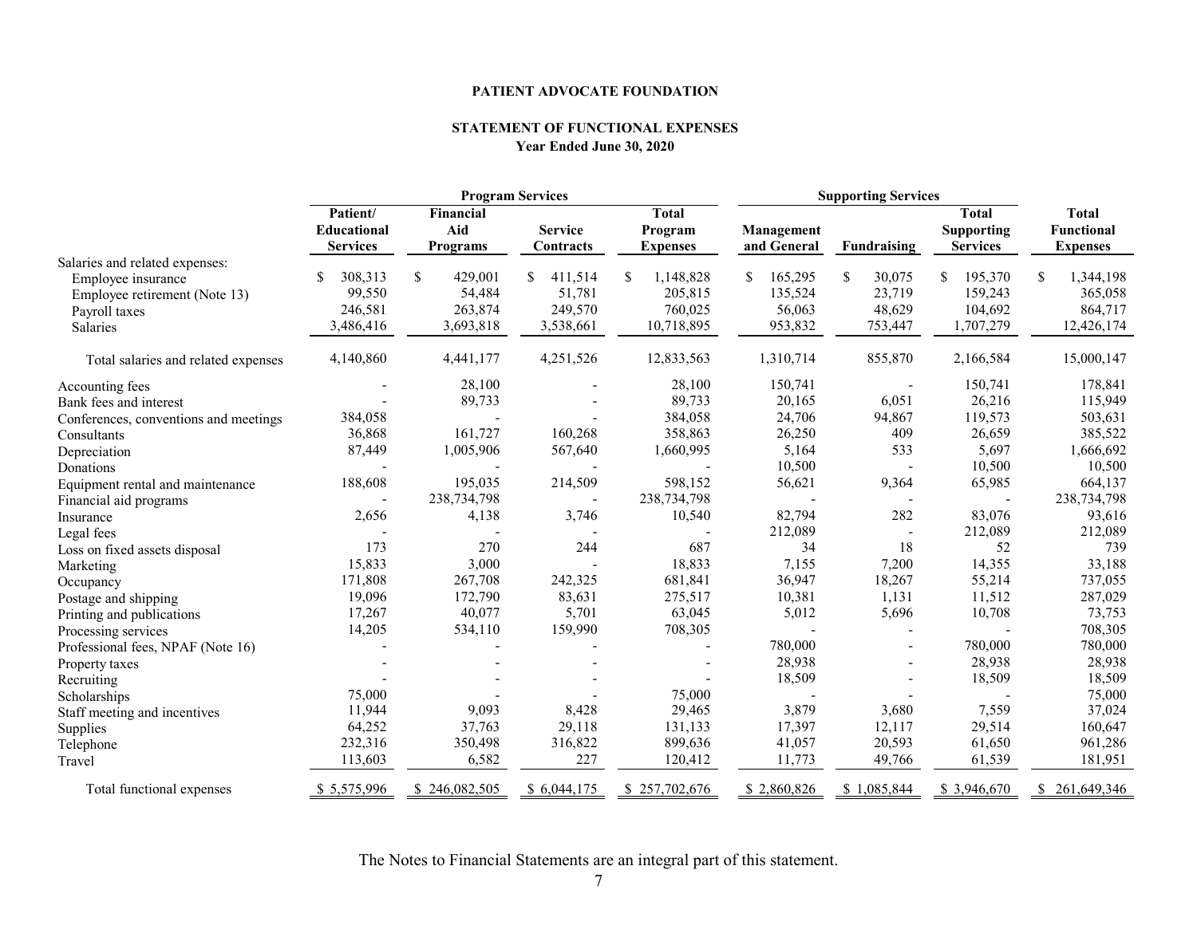**PATIENT ADVOCATE FOUNDATION**

**STATEMENT OF FUNCTIONAL EXPENSES**
**Year Ended June 30, 2020**

| | Program Services | | | | Supporting Services | | | |
|---|---|---|---|---|---|---|---|---|
| | Patient/ Educational Services | Financial Aid Programs | Service Contracts | Total Program Expenses | Management and General | Fundraising | Total Supporting Services | Total Functional Expenses |
| Salaries and related expenses: | | | | | | | | |
| Employee insurance | $ 308,313 | $ 429,001 | $ 411,514 | $ 1,148,828 | $ 165,295 | $ 30,075 | $ 195,370 | $ 1,344,198 |
| Employee retirement (Note 13) | 99,550 | 54,484 | 51,781 | 205,815 | 135,524 | 23,719 | 159,243 | 365,058 |
| Payroll taxes | 246,581 | 263,874 | 249,570 | 760,025 | 56,063 | 48,629 | 104,692 | 864,717 |
| Salaries | 3,486,416 | 3,693,818 | 3,538,661 | 10,718,895 | 953,832 | 753,447 | 1,707,279 | 12,426,174 |
| Total salaries and related expenses | 4,140,860 | 4,441,177 | 4,251,526 | 12,833,563 | 1,310,714 | 855,870 | 2,166,584 | 15,000,147 |
| Accounting fees | - | 28,100 | - | 28,100 | 150,741 | - | 150,741 | 178,841 |
| Bank fees and interest | - | 89,733 | - | 89,733 | 20,165 | 6,051 | 26,216 | 115,949 |
| Conferences, conventions and meetings | 384,058 | - | - | 384,058 | 24,706 | 94,867 | 119,573 | 503,631 |
| Consultants | 36,868 | 161,727 | 160,268 | 358,863 | 26,250 | 409 | 26,659 | 385,522 |
| Depreciation | 87,449 | 1,005,906 | 567,640 | 1,660,995 | 5,164 | 533 | 5,697 | 1,666,692 |
| Donations | - | - | - | - | 10,500 | - | 10,500 | 10,500 |
| Equipment rental and maintenance | 188,608 | 195,035 | 214,509 | 598,152 | 56,621 | 9,364 | 65,985 | 664,137 |
| Financial aid programs | - | 238,734,798 | - | 238,734,798 | - | - | - | 238,734,798 |
| Insurance | 2,656 | 4,138 | 3,746 | 10,540 | 82,794 | 282 | 83,076 | 93,616 |
| Legal fees | - | - | - | - | 212,089 | - | 212,089 | 212,089 |
| Loss on fixed assets disposal | 173 | 270 | 244 | 687 | 34 | 18 | 52 | 739 |
| Marketing | 15,833 | 3,000 | - | 18,833 | 7,155 | 7,200 | 14,355 | 33,188 |
| Occupancy | 171,808 | 267,708 | 242,325 | 681,841 | 36,947 | 18,267 | 55,214 | 737,055 |
| Postage and shipping | 19,096 | 172,790 | 83,631 | 275,517 | 10,381 | 1,131 | 11,512 | 287,029 |
| Printing and publications | 17,267 | 40,077 | 5,701 | 63,045 | 5,012 | 5,696 | 10,708 | 73,753 |
| Processing services | 14,205 | 534,110 | 159,990 | 708,305 | - | - | - | 708,305 |
| Professional fees, NPAF (Note 16) | - | - | - | - | 780,000 | - | 780,000 | 780,000 |
| Property taxes | - | - | - | - | 28,938 | - | 28,938 | 28,938 |
| Recruiting | - | - | - | - | 18,509 | - | 18,509 | 18,509 |
| Scholarships | 75,000 | - | - | 75,000 | - | - | - | 75,000 |
| Staff meeting and incentives | 11,944 | 9,093 | 8,428 | 29,465 | 3,879 | 3,680 | 7,559 | 37,024 |
| Supplies | 64,252 | 37,763 | 29,118 | 131,133 | 17,397 | 12,117 | 29,514 | 160,647 |
| Telephone | 232,316 | 350,498 | 316,822 | 899,636 | 41,057 | 20,593 | 61,650 | 961,286 |
| Travel | 113,603 | 6,582 | 227 | 120,412 | 11,773 | 49,766 | 61,539 | 181,951 |
| Total functional expenses | $ 5,575,996 | $ 246,082,505 | $ 6,044,175 | $ 257,702,676 | $ 2,860,826 | $ 1,085,844 | $ 3,946,670 | $ 261,649,346 |

The Notes to Financial Statements are an integral part of this statement.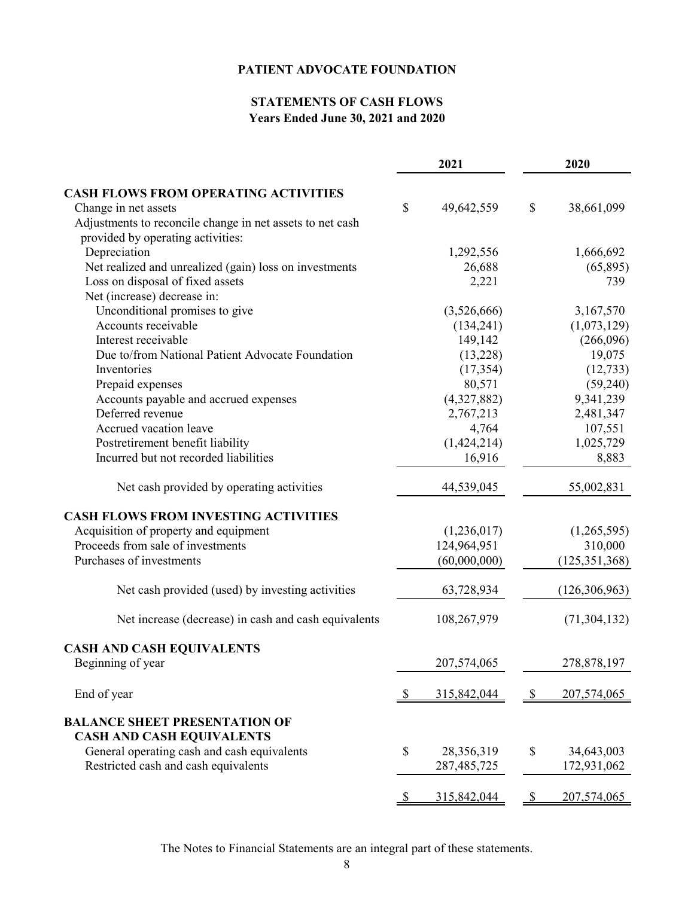# PATIENT ADVOCATE FOUNDATION

## STATEMENTS OF CASH FLOWS
### Years Ended June 30, 2021 and 2020

| | 2021 | 2020 |
|---|---|---|
| **CASH FLOWS FROM OPERATING ACTIVITIES** | | |
| Change in net assets | $ 49,642,559 | $ 38,661,099 |
| Adjustments to reconcile change in net assets to net cash provided by operating activities: | | |
| Depreciation | 1,292,556 | 1,666,692 |
| Net realized and unrealized (gain) loss on investments | 26,688 | (65,895) |
| Loss on disposal of fixed assets | 2,221 | 739 |
| Net (increase) decrease in: | | |
| Unconditional promises to give | (3,526,666) | 3,167,570 |
| Accounts receivable | (134,241) | (1,073,129) |
| Interest receivable | 149,142 | (266,096) |
| Due to/from National Patient Advocate Foundation | (13,228) | 19,075 |
| Inventories | (17,354) | (12,733) |
| Prepaid expenses | 80,571 | (59,240) |
| Accounts payable and accrued expenses | (4,327,882) | 9,341,239 |
| Deferred revenue | 2,767,213 | 2,481,347 |
| Accrued vacation leave | 4,764 | 107,551 |
| Postretirement benefit liability | (1,424,214) | 1,025,729 |
| Incurred but not recorded liabilities | 16,916 | 8,883 |
| Net cash provided by operating activities | 44,539,045 | 55,002,831 |
| **CASH FLOWS FROM INVESTING ACTIVITIES** | | |
| Acquisition of property and equipment | (1,236,017) | (1,265,595) |
| Proceeds from sale of investments | 124,964,951 | 310,000 |
| Purchases of investments | (60,000,000) | (125,351,368) |
| Net cash provided (used) by investing activities | 63,728,934 | (126,306,963) |
| Net increase (decrease) in cash and cash equivalents | 108,267,979 | (71,304,132) |
| **CASH AND CASH EQUIVALENTS** | | |
| Beginning of year | 207,574,065 | 278,878,197 |
| End of year | $ 315,842,044 | $ 207,574,065 |
| **BALANCE SHEET PRESENTATION OF CASH AND CASH EQUIVALENTS** | | |
| General operating cash and cash equivalents | $ 28,356,319 | $ 34,643,003 |
| Restricted cash and cash equivalents | 287,485,725 | 172,931,062 |
| | $ 315,842,044 | $ 207,574,065 |

The Notes to Financial Statements are an integral part of these statements.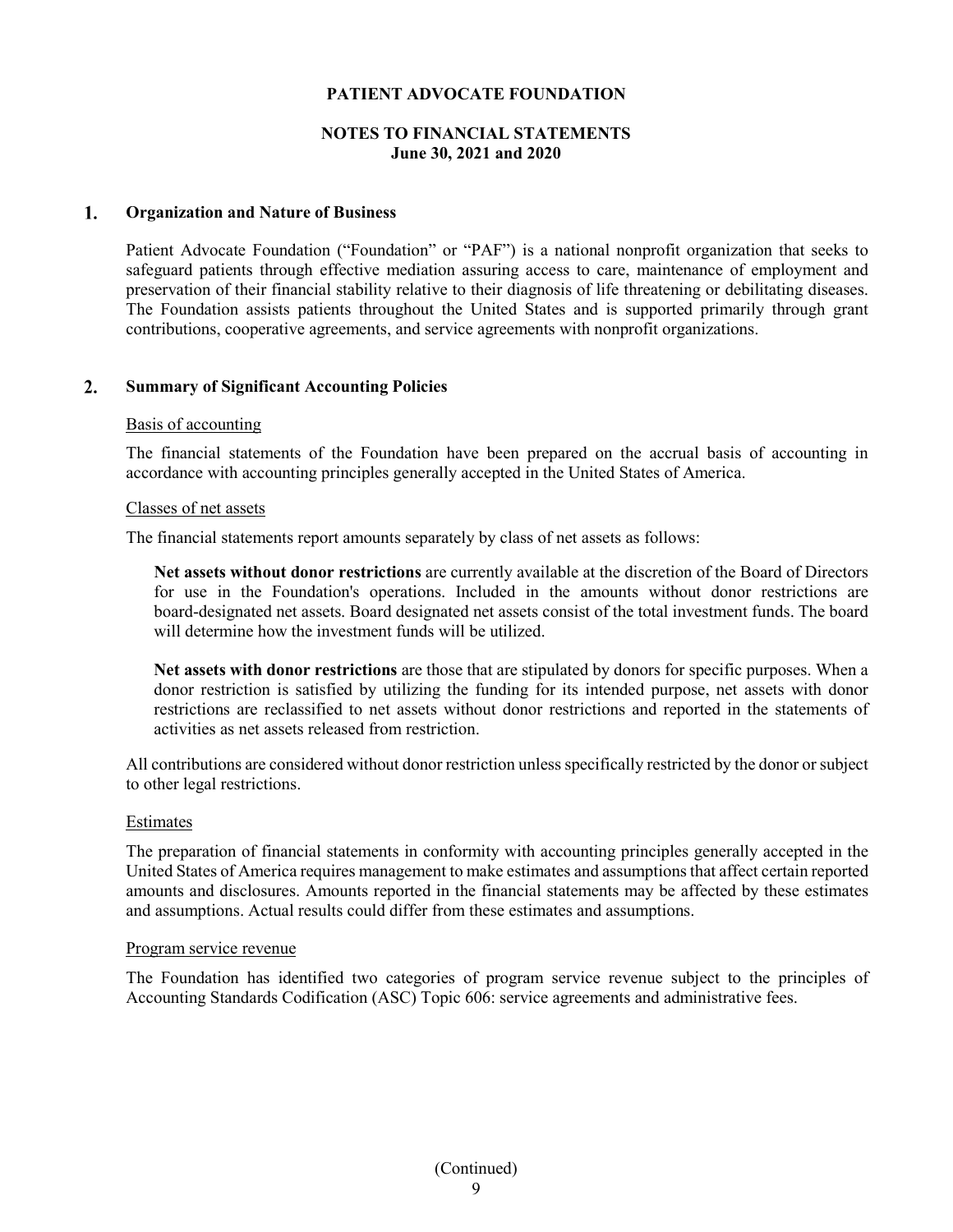# PATIENT ADVOCATE FOUNDATION

## NOTES TO FINANCIAL STATEMENTS
## June 30, 2021 and 2020

### 1. Organization and Nature of Business

Patient Advocate Foundation ("Foundation" or "PAF") is a national nonprofit organization that seeks to safeguard patients through effective mediation assuring access to care, maintenance of employment and preservation of their financial stability relative to their diagnosis of life threatening or debilitating diseases. The Foundation assists patients throughout the United States and is supported primarily through grant contributions, cooperative agreements, and service agreements with nonprofit organizations.

### 2. Summary of Significant Accounting Policies

Basis of accounting

The financial statements of the Foundation have been prepared on the accrual basis of accounting in accordance with accounting principles generally accepted in the United States of America.

Classes of net assets

The financial statements report amounts separately by class of net assets as follows:

**Net assets without donor restrictions** are currently available at the discretion of the Board of Directors for use in the Foundation's operations. Included in the amounts without donor restrictions are board-designated net assets. Board designated net assets consist of the total investment funds. The board will determine how the investment funds will be utilized.

**Net assets with donor restrictions** are those that are stipulated by donors for specific purposes. When a donor restriction is satisfied by utilizing the funding for its intended purpose, net assets with donor restrictions are reclassified to net assets without donor restrictions and reported in the statements of activities as net assets released from restriction.

All contributions are considered without donor restriction unless specifically restricted by the donor or subject to other legal restrictions.

Estimates

The preparation of financial statements in conformity with accounting principles generally accepted in the United States of America requires management to make estimates and assumptions that affect certain reported amounts and disclosures. Amounts reported in the financial statements may be affected by these estimates and assumptions. Actual results could differ from these estimates and assumptions.

Program service revenue

The Foundation has identified two categories of program service revenue subject to the principles of Accounting Standards Codification (ASC) Topic 606: service agreements and administrative fees.

(Continued)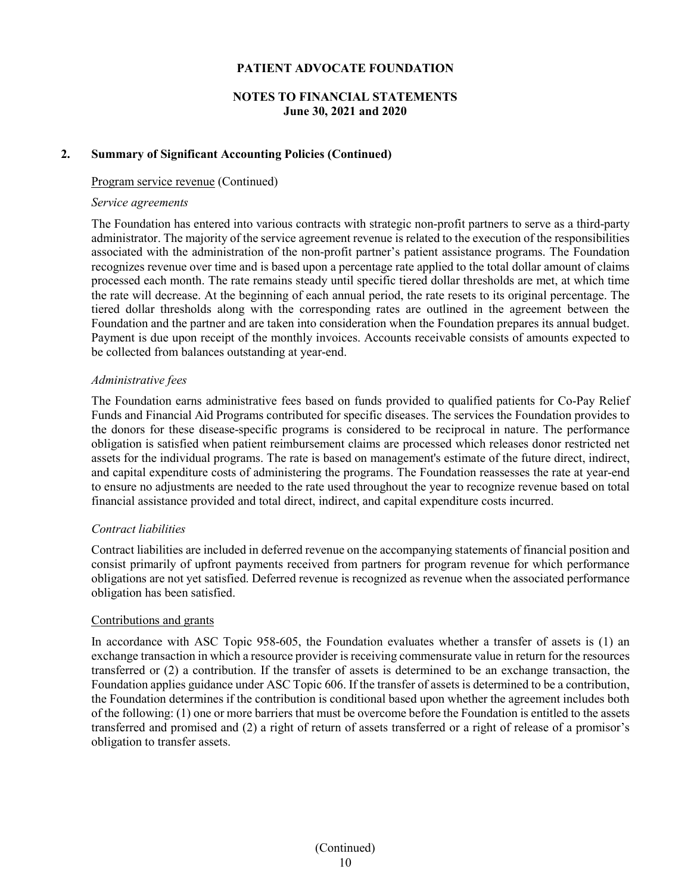## 2. Summary of Significant Accounting Policies (Continued)

Program service revenue (Continued)

*Service agreements*

The Foundation has entered into various contracts with strategic non-profit partners to serve as a third-party administrator. The majority of the service agreement revenue is related to the execution of the responsibilities associated with the administration of the non-profit partner's patient assistance programs. The Foundation recognizes revenue over time and is based upon a percentage rate applied to the total dollar amount of claims processed each month. The rate remains steady until specific tiered dollar thresholds are met, at which time the rate will decrease. At the beginning of each annual period, the rate resets to its original percentage. The tiered dollar thresholds along with the corresponding rates are outlined in the agreement between the Foundation and the partner and are taken into consideration when the Foundation prepares its annual budget. Payment is due upon receipt of the monthly invoices. Accounts receivable consists of amounts expected to be collected from balances outstanding at year-end.

*Administrative fees*

The Foundation earns administrative fees based on funds provided to qualified patients for Co-Pay Relief Funds and Financial Aid Programs contributed for specific diseases. The services the Foundation provides to the donors for these disease-specific programs is considered to be reciprocal in nature. The performance obligation is satisfied when patient reimbursement claims are processed which releases donor restricted net assets for the individual programs. The rate is based on management's estimate of the future direct, indirect, and capital expenditure costs of administering the programs. The Foundation reassesses the rate at year-end to ensure no adjustments are needed to the rate used throughout the year to recognize revenue based on total financial assistance provided and total direct, indirect, and capital expenditure costs incurred.

*Contract liabilities*

Contract liabilities are included in deferred revenue on the accompanying statements of financial position and consist primarily of upfront payments received from partners for program revenue for which performance obligations are not yet satisfied. Deferred revenue is recognized as revenue when the associated performance obligation has been satisfied.

Contributions and grants

In accordance with ASC Topic 958-605, the Foundation evaluates whether a transfer of assets is (1) an exchange transaction in which a resource provider is receiving commensurate value in return for the resources transferred or (2) a contribution. If the transfer of assets is determined to be an exchange transaction, the Foundation applies guidance under ASC Topic 606. If the transfer of assets is determined to be a contribution, the Foundation determines if the contribution is conditional based upon whether the agreement includes both of the following: (1) one or more barriers that must be overcome before the Foundation is entitled to the assets transferred and promised and (2) a right of return of assets transferred or a right of release of a promisor's obligation to transfer assets.

(Continued)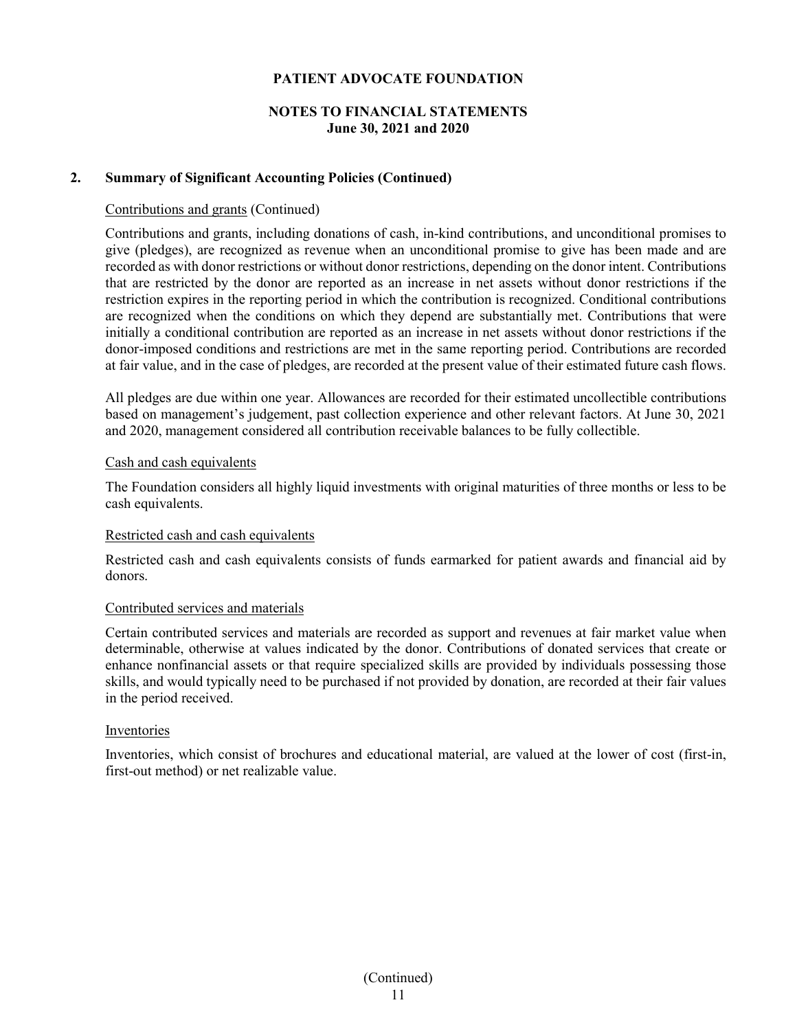## 2. Summary of Significant Accounting Policies (Continued)

Contributions and grants (Continued)

Contributions and grants, including donations of cash, in-kind contributions, and unconditional promises to give (pledges), are recognized as revenue when an unconditional promise to give has been made and are recorded as with donor restrictions or without donor restrictions, depending on the donor intent. Contributions that are restricted by the donor are reported as an increase in net assets without donor restrictions if the restriction expires in the reporting period in which the contribution is recognized. Conditional contributions are recognized when the conditions on which they depend are substantially met. Contributions that were initially a conditional contribution are reported as an increase in net assets without donor restrictions if the donor-imposed conditions and restrictions are met in the same reporting period. Contributions are recorded at fair value, and in the case of pledges, are recorded at the present value of their estimated future cash flows.

All pledges are due within one year. Allowances are recorded for their estimated uncollectible contributions based on management's judgement, past collection experience and other relevant factors. At June 30, 2021 and 2020, management considered all contribution receivable balances to be fully collectible.

Cash and cash equivalents

The Foundation considers all highly liquid investments with original maturities of three months or less to be cash equivalents.

Restricted cash and cash equivalents

Restricted cash and cash equivalents consists of funds earmarked for patient awards and financial aid by donors.

Contributed services and materials

Certain contributed services and materials are recorded as support and revenues at fair market value when determinable, otherwise at values indicated by the donor. Contributions of donated services that create or enhance nonfinancial assets or that require specialized skills are provided by individuals possessing those skills, and would typically need to be purchased if not provided by donation, are recorded at their fair values in the period received.

Inventories

Inventories, which consist of brochures and educational material, are valued at the lower of cost (first-in, first-out method) or net realizable value.

(Continued)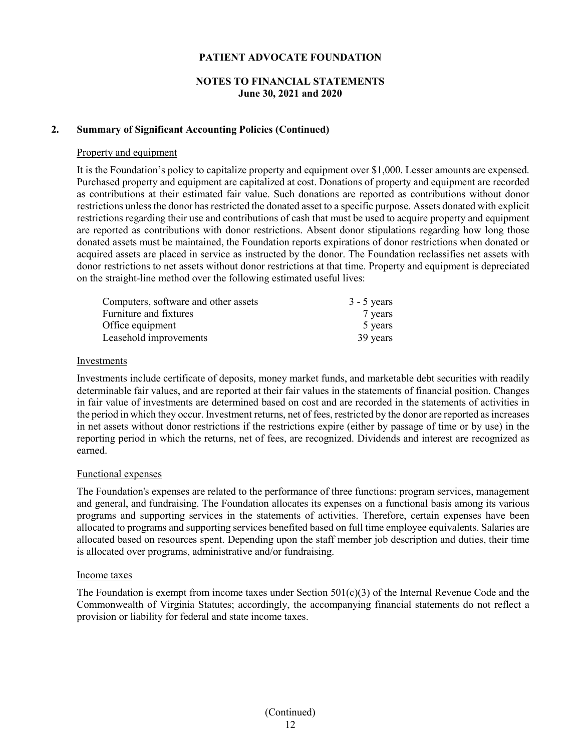## 2. Summary of Significant Accounting Policies (Continued)

### Property and equipment

It is the Foundation's policy to capitalize property and equipment over $1,000. Lesser amounts are expensed. Purchased property and equipment are capitalized at cost. Donations of property and equipment are recorded as contributions at their estimated fair value. Such donations are reported as contributions without donor restrictions unless the donor has restricted the donated asset to a specific purpose. Assets donated with explicit restrictions regarding their use and contributions of cash that must be used to acquire property and equipment are reported as contributions with donor restrictions. Absent donor stipulations regarding how long those donated assets must be maintained, the Foundation reports expirations of donor restrictions when donated or acquired assets are placed in service as instructed by the donor. The Foundation reclassifies net assets with donor restrictions to net assets without donor restrictions at that time. Property and equipment is depreciated on the straight-line method over the following estimated useful lives:

| | |
|---|---|
| Computers, software and other assets | 3 - 5 years |
| Furniture and fixtures | 7 years |
| Office equipment | 5 years |
| Leasehold improvements | 39 years |

### Investments

Investments include certificate of deposits, money market funds, and marketable debt securities with readily determinable fair values, and are reported at their fair values in the statements of financial position. Changes in fair value of investments are determined based on cost and are recorded in the statements of activities in the period in which they occur. Investment returns, net of fees, restricted by the donor are reported as increases in net assets without donor restrictions if the restrictions expire (either by passage of time or by use) in the reporting period in which the returns, net of fees, are recognized. Dividends and interest are recognized as earned.

### Functional expenses

The Foundation's expenses are related to the performance of three functions: program services, management and general, and fundraising. The Foundation allocates its expenses on a functional basis among its various programs and supporting services in the statements of activities. Therefore, certain expenses have been allocated to programs and supporting services benefited based on full time employee equivalents. Salaries are allocated based on resources spent. Depending upon the staff member job description and duties, their time is allocated over programs, administrative and/or fundraising.

### Income taxes

The Foundation is exempt from income taxes under Section 501(c)(3) of the Internal Revenue Code and the Commonwealth of Virginia Statutes; accordingly, the accompanying financial statements do not reflect a provision or liability for federal and state income taxes.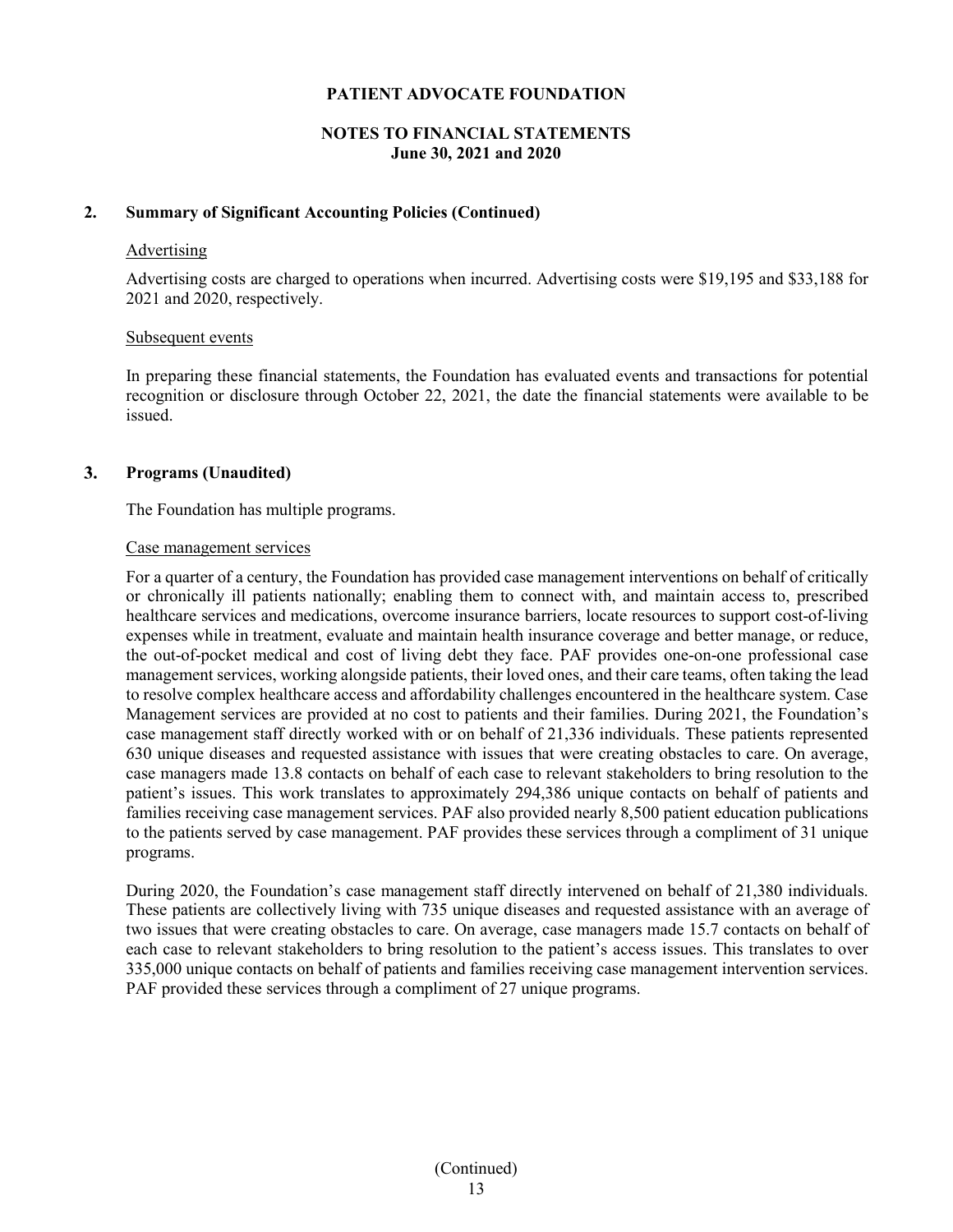## 2. Summary of Significant Accounting Policies (Continued)

### Advertising

Advertising costs are charged to operations when incurred. Advertising costs were $19,195 and $33,188 for 2021 and 2020, respectively.

### Subsequent events

In preparing these financial statements, the Foundation has evaluated events and transactions for potential recognition or disclosure through October 22, 2021, the date the financial statements were available to be issued.

## 3. Programs (Unaudited)

The Foundation has multiple programs.

### Case management services

For a quarter of a century, the Foundation has provided case management interventions on behalf of critically or chronically ill patients nationally; enabling them to connect with, and maintain access to, prescribed healthcare services and medications, overcome insurance barriers, locate resources to support cost-of-living expenses while in treatment, evaluate and maintain health insurance coverage and better manage, or reduce, the out-of-pocket medical and cost of living debt they face. PAF provides one-on-one professional case management services, working alongside patients, their loved ones, and their care teams, often taking the lead to resolve complex healthcare access and affordability challenges encountered in the healthcare system. Case Management services are provided at no cost to patients and their families. During 2021, the Foundation's case management staff directly worked with or on behalf of 21,336 individuals. These patients represented 630 unique diseases and requested assistance with issues that were creating obstacles to care. On average, case managers made 13.8 contacts on behalf of each case to relevant stakeholders to bring resolution to the patient's issues. This work translates to approximately 294,386 unique contacts on behalf of patients and families receiving case management services. PAF also provided nearly 8,500 patient education publications to the patients served by case management. PAF provides these services through a compliment of 31 unique programs.

During 2020, the Foundation's case management staff directly intervened on behalf of 21,380 individuals. These patients are collectively living with 735 unique diseases and requested assistance with an average of two issues that were creating obstacles to care. On average, case managers made 15.7 contacts on behalf of each case to relevant stakeholders to bring resolution to the patient's access issues. This translates to over 335,000 unique contacts on behalf of patients and families receiving case management intervention services. PAF provided these services through a compliment of 27 unique programs.

(Continued)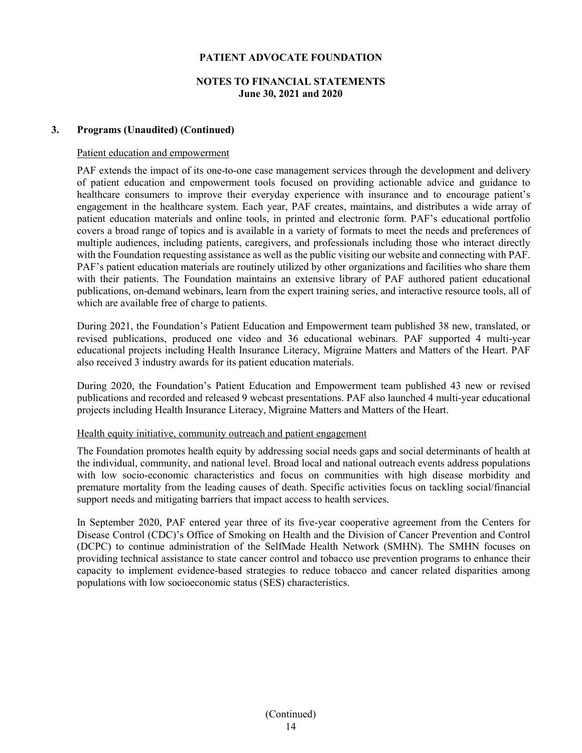**PATIENT ADVOCATE FOUNDATION**

**NOTES TO FINANCIAL STATEMENTS**
**June 30, 2021 and 2020**

## 3. Programs (Unaudited) (Continued)

Patient education and empowerment

PAF extends the impact of its one-to-one case management services through the development and delivery of patient education and empowerment tools focused on providing actionable advice and guidance to healthcare consumers to improve their everyday experience with insurance and to encourage patient's engagement in the healthcare system. Each year, PAF creates, maintains, and distributes a wide array of patient education materials and online tools, in printed and electronic form. PAF's educational portfolio covers a broad range of topics and is available in a variety of formats to meet the needs and preferences of multiple audiences, including patients, caregivers, and professionals including those who interact directly with the Foundation requesting assistance as well as the public visiting our website and connecting with PAF. PAF's patient education materials are routinely utilized by other organizations and facilities who share them with their patients. The Foundation maintains an extensive library of PAF authored patient educational publications, on-demand webinars, learn from the expert training series, and interactive resource tools, all of which are available free of charge to patients.

During 2021, the Foundation's Patient Education and Empowerment team published 38 new, translated, or revised publications, produced one video and 36 educational webinars. PAF supported 4 multi-year educational projects including Health Insurance Literacy, Migraine Matters and Matters of the Heart. PAF also received 3 industry awards for its patient education materials.

During 2020, the Foundation's Patient Education and Empowerment team published 43 new or revised publications and recorded and released 9 webcast presentations. PAF also launched 4 multi-year educational projects including Health Insurance Literacy, Migraine Matters and Matters of the Heart.

Health equity initiative, community outreach and patient engagement

The Foundation promotes health equity by addressing social needs gaps and social determinants of health at the individual, community, and national level. Broad local and national outreach events address populations with low socio-economic characteristics and focus on communities with high disease morbidity and premature mortality from the leading causes of death. Specific activities focus on tackling social/financial support needs and mitigating barriers that impact access to health services.

In September 2020, PAF entered year three of its five-year cooperative agreement from the Centers for Disease Control (CDC)'s Office of Smoking on Health and the Division of Cancer Prevention and Control (DCPC) to continue administration of the SelfMade Health Network (SMHN). The SMHN focuses on providing technical assistance to state cancer control and tobacco use prevention programs to enhance their capacity to implement evidence-based strategies to reduce tobacco and cancer related disparities among populations with low socioeconomic status (SES) characteristics.

(Continued)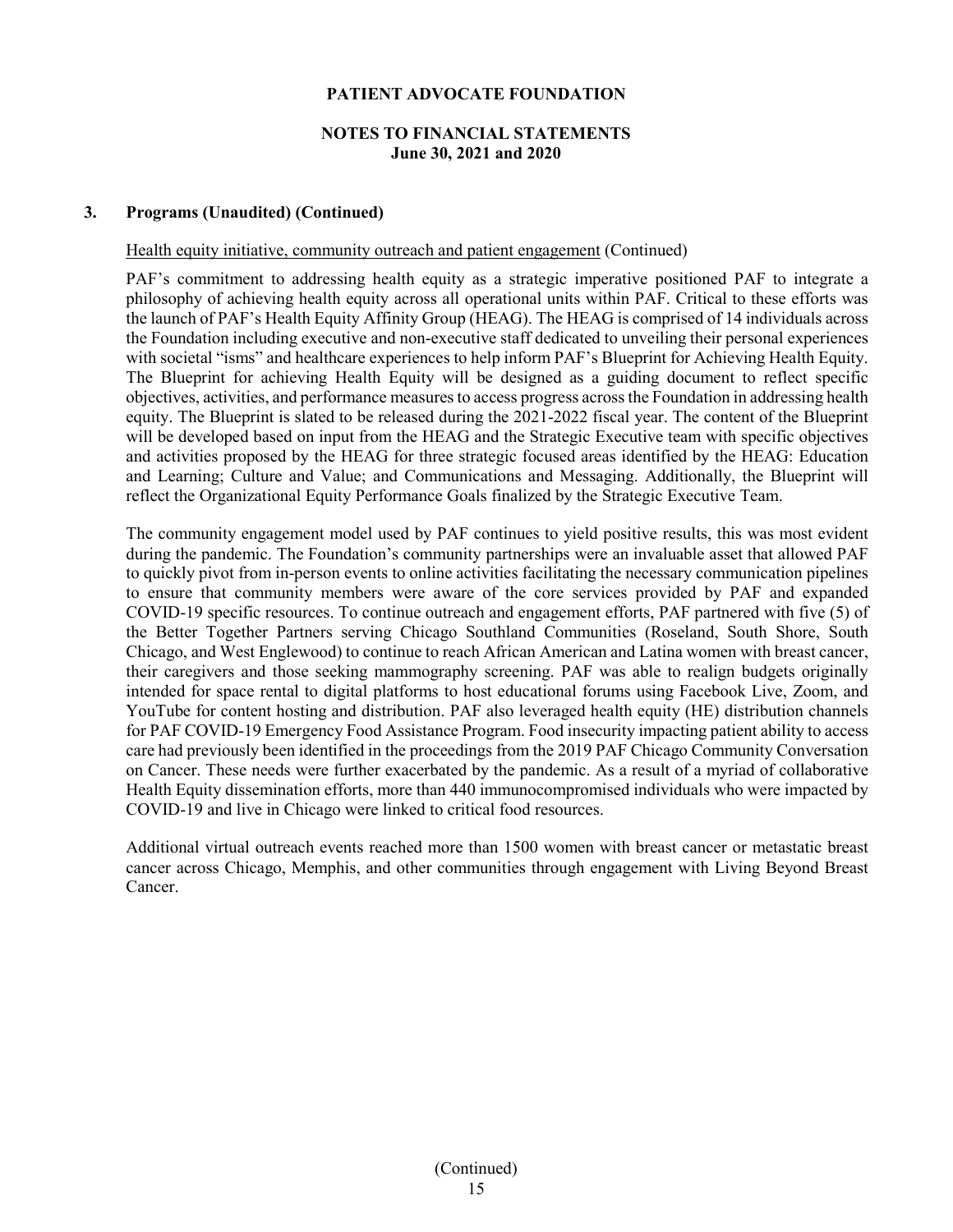### 3. Programs (Unaudited) (Continued)

Health equity initiative, community outreach and patient engagement (Continued)

PAF's commitment to addressing health equity as a strategic imperative positioned PAF to integrate a philosophy of achieving health equity across all operational units within PAF. Critical to these efforts was the launch of PAF's Health Equity Affinity Group (HEAG). The HEAG is comprised of 14 individuals across the Foundation including executive and non-executive staff dedicated to unveiling their personal experiences with societal "isms" and healthcare experiences to help inform PAF's Blueprint for Achieving Health Equity. The Blueprint for achieving Health Equity will be designed as a guiding document to reflect specific objectives, activities, and performance measures to access progress across the Foundation in addressing health equity. The Blueprint is slated to be released during the 2021-2022 fiscal year. The content of the Blueprint will be developed based on input from the HEAG and the Strategic Executive team with specific objectives and activities proposed by the HEAG for three strategic focused areas identified by the HEAG: Education and Learning; Culture and Value; and Communications and Messaging. Additionally, the Blueprint will reflect the Organizational Equity Performance Goals finalized by the Strategic Executive Team.

The community engagement model used by PAF continues to yield positive results, this was most evident during the pandemic. The Foundation's community partnerships were an invaluable asset that allowed PAF to quickly pivot from in-person events to online activities facilitating the necessary communication pipelines to ensure that community members were aware of the core services provided by PAF and expanded COVID-19 specific resources. To continue outreach and engagement efforts, PAF partnered with five (5) of the Better Together Partners serving Chicago Southland Communities (Roseland, South Shore, South Chicago, and West Englewood) to continue to reach African American and Latina women with breast cancer, their caregivers and those seeking mammography screening. PAF was able to realign budgets originally intended for space rental to digital platforms to host educational forums using Facebook Live, Zoom, and YouTube for content hosting and distribution. PAF also leveraged health equity (HE) distribution channels for PAF COVID-19 Emergency Food Assistance Program. Food insecurity impacting patient ability to access care had previously been identified in the proceedings from the 2019 PAF Chicago Community Conversation on Cancer. These needs were further exacerbated by the pandemic. As a result of a myriad of collaborative Health Equity dissemination efforts, more than 440 immunocompromised individuals who were impacted by COVID-19 and live in Chicago were linked to critical food resources.

Additional virtual outreach events reached more than 1500 women with breast cancer or metastatic breast cancer across Chicago, Memphis, and other communities through engagement with Living Beyond Breast Cancer.

(Continued)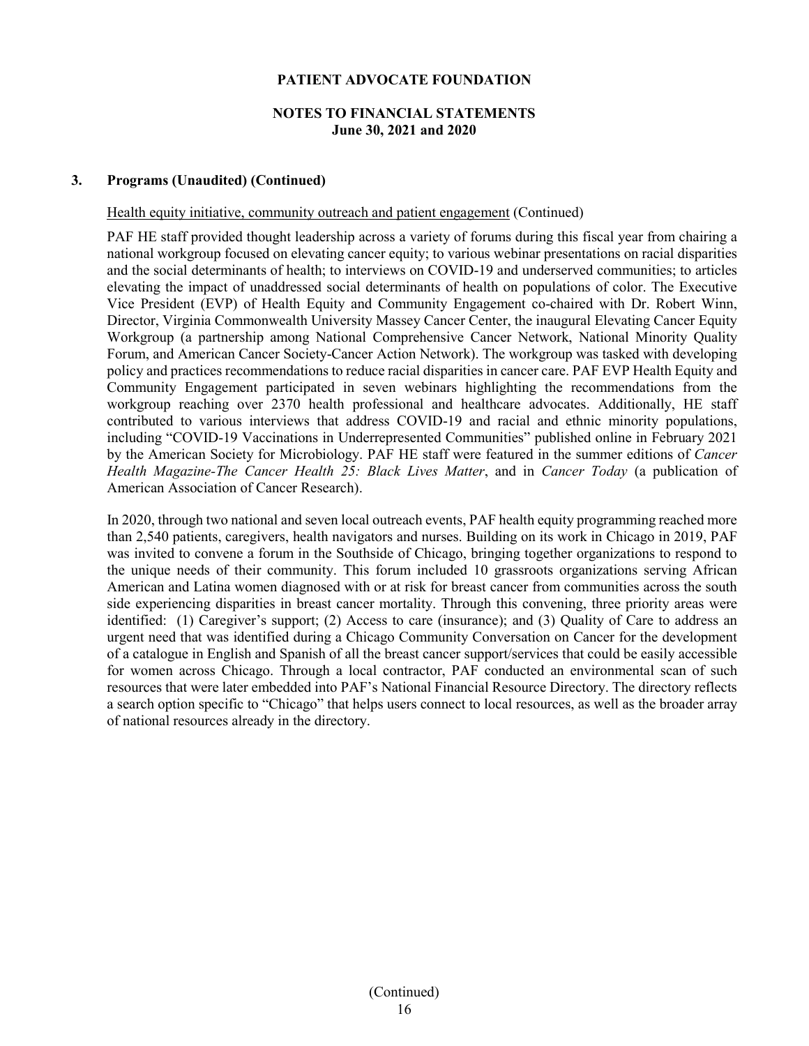### 3. Programs (Unaudited) (Continued)

Health equity initiative, community outreach and patient engagement (Continued)

PAF HE staff provided thought leadership across a variety of forums during this fiscal year from chairing a national workgroup focused on elevating cancer equity; to various webinar presentations on racial disparities and the social determinants of health; to interviews on COVID-19 and underserved communities; to articles elevating the impact of unaddressed social determinants of health on populations of color. The Executive Vice President (EVP) of Health Equity and Community Engagement co-chaired with Dr. Robert Winn, Director, Virginia Commonwealth University Massey Cancer Center, the inaugural Elevating Cancer Equity Workgroup (a partnership among National Comprehensive Cancer Network, National Minority Quality Forum, and American Cancer Society-Cancer Action Network). The workgroup was tasked with developing policy and practices recommendations to reduce racial disparities in cancer care. PAF EVP Health Equity and Community Engagement participated in seven webinars highlighting the recommendations from the workgroup reaching over 2370 health professional and healthcare advocates. Additionally, HE staff contributed to various interviews that address COVID-19 and racial and ethnic minority populations, including "COVID-19 Vaccinations in Underrepresented Communities" published online in February 2021 by the American Society for Microbiology. PAF HE staff were featured in the summer editions of *Cancer Health Magazine-The Cancer Health 25: Black Lives Matter*, and in *Cancer Today* (a publication of American Association of Cancer Research).

In 2020, through two national and seven local outreach events, PAF health equity programming reached more than 2,540 patients, caregivers, health navigators and nurses. Building on its work in Chicago in 2019, PAF was invited to convene a forum in the Southside of Chicago, bringing together organizations to respond to the unique needs of their community. This forum included 10 grassroots organizations serving African American and Latina women diagnosed with or at risk for breast cancer from communities across the south side experiencing disparities in breast cancer mortality. Through this convening, three priority areas were identified: (1) Caregiver's support; (2) Access to care (insurance); and (3) Quality of Care to address an urgent need that was identified during a Chicago Community Conversation on Cancer for the development of a catalogue in English and Spanish of all the breast cancer support/services that could be easily accessible for women across Chicago. Through a local contractor, PAF conducted an environmental scan of such resources that were later embedded into PAF's National Financial Resource Directory. The directory reflects a search option specific to "Chicago" that helps users connect to local resources, as well as the broader array of national resources already in the directory.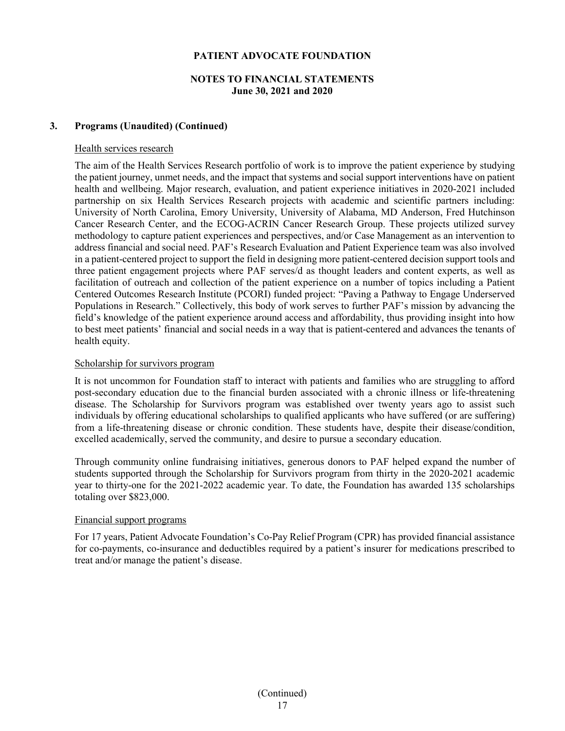## 3. Programs (Unaudited) (Continued)

### Health services research

The aim of the Health Services Research portfolio of work is to improve the patient experience by studying the patient journey, unmet needs, and the impact that systems and social support interventions have on patient health and wellbeing. Major research, evaluation, and patient experience initiatives in 2020-2021 included partnership on six Health Services Research projects with academic and scientific partners including: University of North Carolina, Emory University, University of Alabama, MD Anderson, Fred Hutchinson Cancer Research Center, and the ECOG-ACRIN Cancer Research Group. These projects utilized survey methodology to capture patient experiences and perspectives, and/or Case Management as an intervention to address financial and social need. PAF's Research Evaluation and Patient Experience team was also involved in a patient-centered project to support the field in designing more patient-centered decision support tools and three patient engagement projects where PAF serves/d as thought leaders and content experts, as well as facilitation of outreach and collection of the patient experience on a number of topics including a Patient Centered Outcomes Research Institute (PCORI) funded project: "Paving a Pathway to Engage Underserved Populations in Research." Collectively, this body of work serves to further PAF's mission by advancing the field's knowledge of the patient experience around access and affordability, thus providing insight into how to best meet patients' financial and social needs in a way that is patient-centered and advances the tenants of health equity.

### Scholarship for survivors program

It is not uncommon for Foundation staff to interact with patients and families who are struggling to afford post-secondary education due to the financial burden associated with a chronic illness or life-threatening disease. The Scholarship for Survivors program was established over twenty years ago to assist such individuals by offering educational scholarships to qualified applicants who have suffered (or are suffering) from a life-threatening disease or chronic condition. These students have, despite their disease/condition, excelled academically, served the community, and desire to pursue a secondary education.

Through community online fundraising initiatives, generous donors to PAF helped expand the number of students supported through the Scholarship for Survivors program from thirty in the 2020-2021 academic year to thirty-one for the 2021-2022 academic year. To date, the Foundation has awarded 135 scholarships totaling over $823,000.

### Financial support programs

For 17 years, Patient Advocate Foundation's Co-Pay Relief Program (CPR) has provided financial assistance for co-payments, co-insurance and deductibles required by a patient's insurer for medications prescribed to treat and/or manage the patient's disease.

(Continued)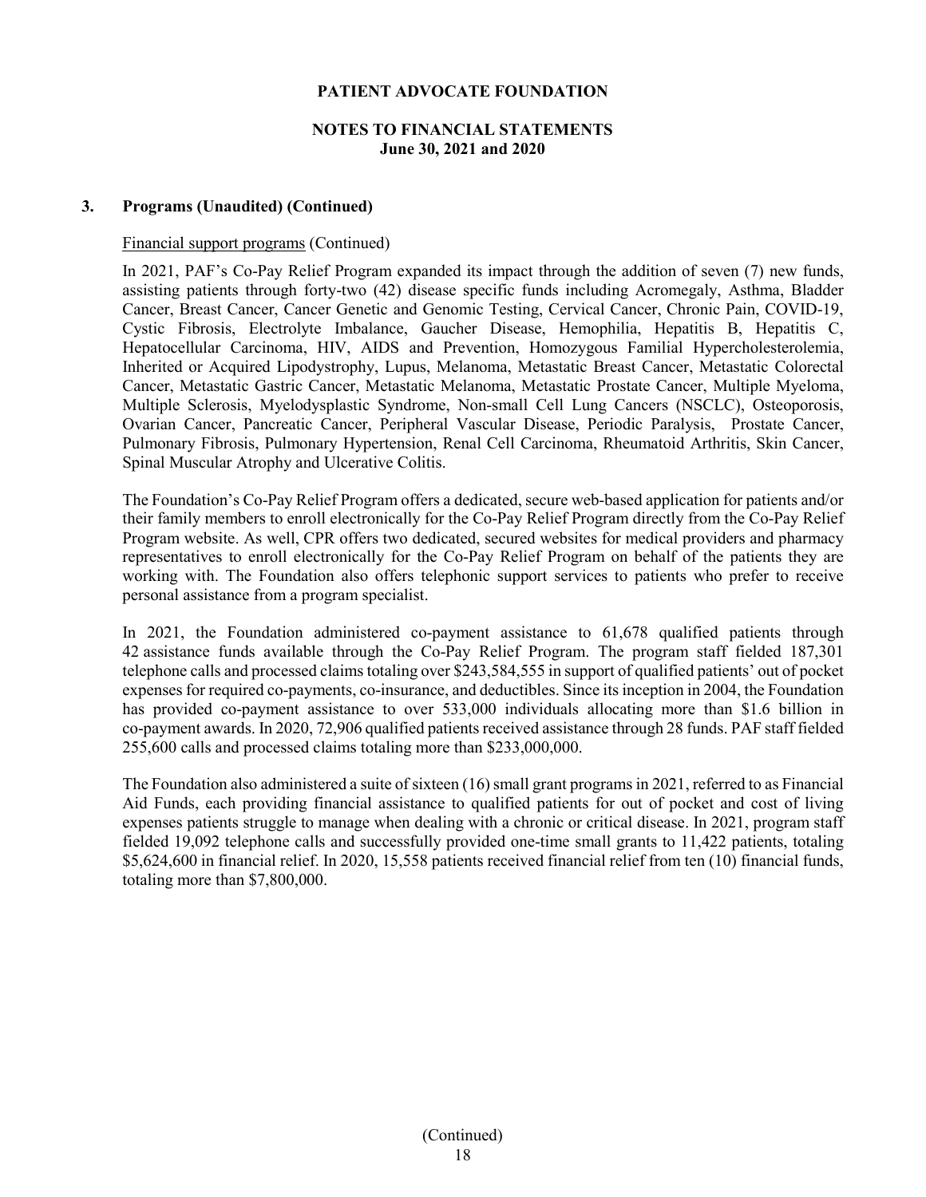## 3. Programs (Unaudited) (Continued)

Financial support programs (Continued)

In 2021, PAF's Co-Pay Relief Program expanded its impact through the addition of seven (7) new funds, assisting patients through forty-two (42) disease specific funds including Acromegaly, Asthma, Bladder Cancer, Breast Cancer, Cancer Genetic and Genomic Testing, Cervical Cancer, Chronic Pain, COVID-19, Cystic Fibrosis, Electrolyte Imbalance, Gaucher Disease, Hemophilia, Hepatitis B, Hepatitis C, Hepatocellular Carcinoma, HIV, AIDS and Prevention, Homozygous Familial Hypercholesterolemia, Inherited or Acquired Lipodystrophy, Lupus, Melanoma, Metastatic Breast Cancer, Metastatic Colorectal Cancer, Metastatic Gastric Cancer, Metastatic Melanoma, Metastatic Prostate Cancer, Multiple Myeloma, Multiple Sclerosis, Myelodysplastic Syndrome, Non-small Cell Lung Cancers (NSCLC), Osteoporosis, Ovarian Cancer, Pancreatic Cancer, Peripheral Vascular Disease, Periodic Paralysis, Prostate Cancer, Pulmonary Fibrosis, Pulmonary Hypertension, Renal Cell Carcinoma, Rheumatoid Arthritis, Skin Cancer, Spinal Muscular Atrophy and Ulcerative Colitis.

The Foundation's Co-Pay Relief Program offers a dedicated, secure web-based application for patients and/or their family members to enroll electronically for the Co-Pay Relief Program directly from the Co-Pay Relief Program website. As well, CPR offers two dedicated, secured websites for medical providers and pharmacy representatives to enroll electronically for the Co-Pay Relief Program on behalf of the patients they are working with. The Foundation also offers telephonic support services to patients who prefer to receive personal assistance from a program specialist.

In 2021, the Foundation administered co-payment assistance to 61,678 qualified patients through 42 assistance funds available through the Co-Pay Relief Program. The program staff fielded 187,301 telephone calls and processed claims totaling over $243,584,555 in support of qualified patients' out of pocket expenses for required co-payments, co-insurance, and deductibles. Since its inception in 2004, the Foundation has provided co-payment assistance to over 533,000 individuals allocating more than $1.6 billion in co-payment awards. In 2020, 72,906 qualified patients received assistance through 28 funds. PAF staff fielded 255,600 calls and processed claims totaling more than $233,000,000.

The Foundation also administered a suite of sixteen (16) small grant programs in 2021, referred to as Financial Aid Funds, each providing financial assistance to qualified patients for out of pocket and cost of living expenses patients struggle to manage when dealing with a chronic or critical disease. In 2021, program staff fielded 19,092 telephone calls and successfully provided one-time small grants to 11,422 patients, totaling $5,624,600 in financial relief. In 2020, 15,558 patients received financial relief from ten (10) financial funds, totaling more than $7,800,000.

(Continued)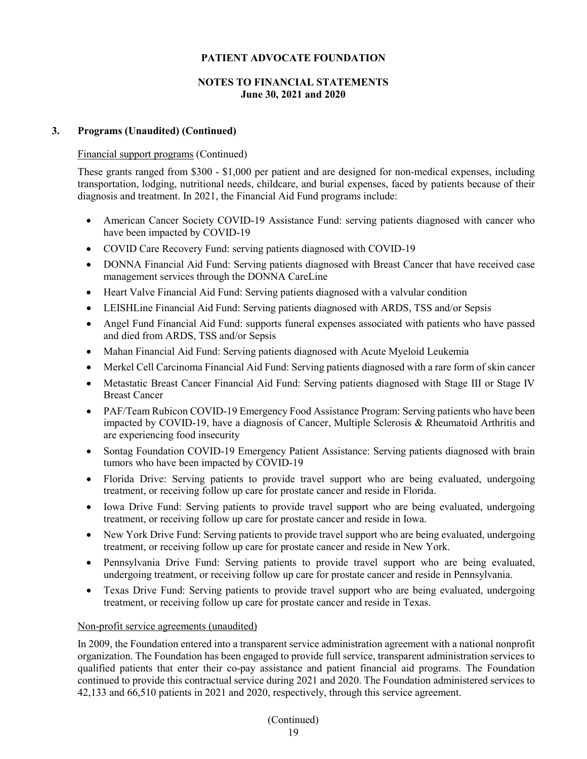### 3. Programs (Unaudited) (Continued)

Financial support programs (Continued)

These grants ranged from $300 - $1,000 per patient and are designed for non-medical expenses, including transportation, lodging, nutritional needs, childcare, and burial expenses, faced by patients because of their diagnosis and treatment. In 2021, the Financial Aid Fund programs include:

- American Cancer Society COVID-19 Assistance Fund: serving patients diagnosed with cancer who have been impacted by COVID-19
- COVID Care Recovery Fund: serving patients diagnosed with COVID-19
- DONNA Financial Aid Fund: Serving patients diagnosed with Breast Cancer that have received case management services through the DONNA CareLine
- Heart Valve Financial Aid Fund: Serving patients diagnosed with a valvular condition
- LEISHLine Financial Aid Fund: Serving patients diagnosed with ARDS, TSS and/or Sepsis
- Angel Fund Financial Aid Fund: supports funeral expenses associated with patients who have passed and died from ARDS, TSS and/or Sepsis
- Mahan Financial Aid Fund: Serving patients diagnosed with Acute Myeloid Leukemia
- Merkel Cell Carcinoma Financial Aid Fund: Serving patients diagnosed with a rare form of skin cancer
- Metastatic Breast Cancer Financial Aid Fund: Serving patients diagnosed with Stage III or Stage IV Breast Cancer
- PAF/Team Rubicon COVID-19 Emergency Food Assistance Program: Serving patients who have been impacted by COVID-19, have a diagnosis of Cancer, Multiple Sclerosis & Rheumatoid Arthritis and are experiencing food insecurity
- Sontag Foundation COVID-19 Emergency Patient Assistance: Serving patients diagnosed with brain tumors who have been impacted by COVID-19
- Florida Drive: Serving patients to provide travel support who are being evaluated, undergoing treatment, or receiving follow up care for prostate cancer and reside in Florida.
- Iowa Drive Fund: Serving patients to provide travel support who are being evaluated, undergoing treatment, or receiving follow up care for prostate cancer and reside in Iowa.
- New York Drive Fund: Serving patients to provide travel support who are being evaluated, undergoing treatment, or receiving follow up care for prostate cancer and reside in New York.
- Pennsylvania Drive Fund: Serving patients to provide travel support who are being evaluated, undergoing treatment, or receiving follow up care for prostate cancer and reside in Pennsylvania.
- Texas Drive Fund: Serving patients to provide travel support who are being evaluated, undergoing treatment, or receiving follow up care for prostate cancer and reside in Texas.

Non-profit service agreements (unaudited)

In 2009, the Foundation entered into a transparent service administration agreement with a national nonprofit organization. The Foundation has been engaged to provide full service, transparent administration services to qualified patients that enter their co-pay assistance and patient financial aid programs. The Foundation continued to provide this contractual service during 2021 and 2020. The Foundation administered services to 42,133 and 66,510 patients in 2021 and 2020, respectively, through this service agreement.

(Continued)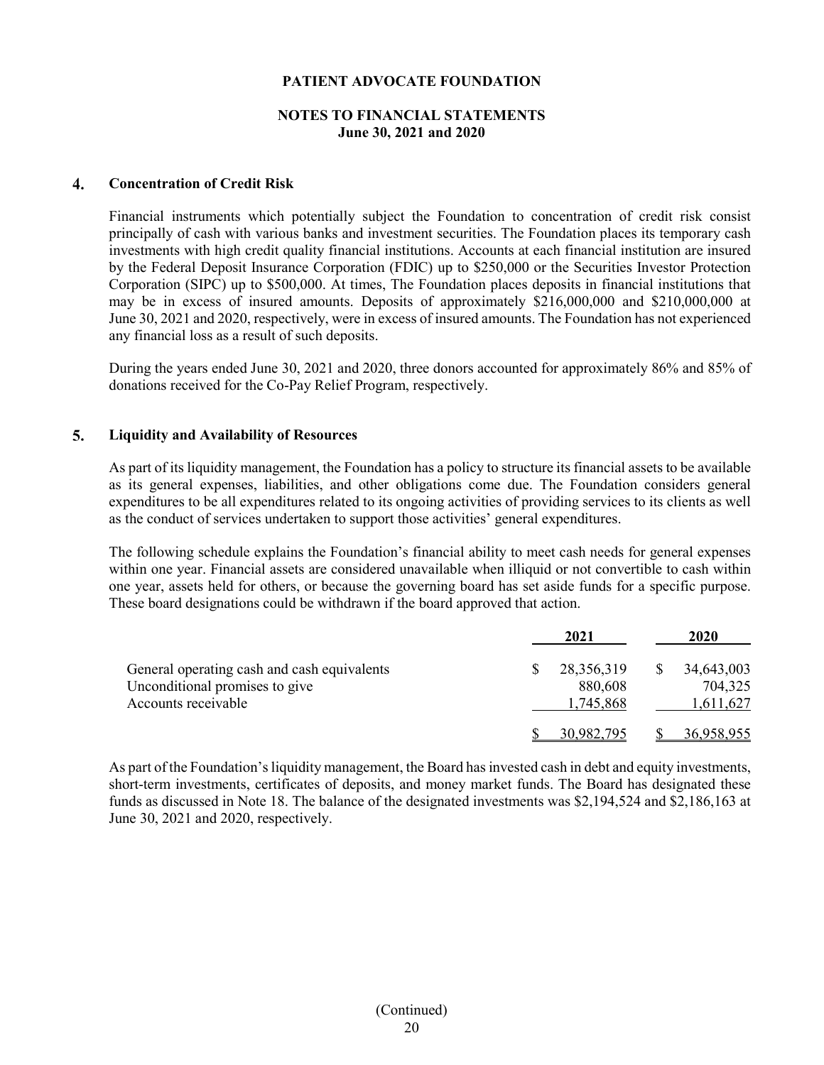# PATIENT ADVOCATE FOUNDATION

## NOTES TO FINANCIAL STATEMENTS
## June 30, 2021 and 2020

### 4. Concentration of Credit Risk

Financial instruments which potentially subject the Foundation to concentration of credit risk consist principally of cash with various banks and investment securities. The Foundation places its temporary cash investments with high credit quality financial institutions. Accounts at each financial institution are insured by the Federal Deposit Insurance Corporation (FDIC) up to $250,000 or the Securities Investor Protection Corporation (SIPC) up to $500,000. At times, The Foundation places deposits in financial institutions that may be in excess of insured amounts. Deposits of approximately $216,000,000 and $210,000,000 at June 30, 2021 and 2020, respectively, were in excess of insured amounts. The Foundation has not experienced any financial loss as a result of such deposits.

During the years ended June 30, 2021 and 2020, three donors accounted for approximately 86% and 85% of donations received for the Co-Pay Relief Program, respectively.

### 5. Liquidity and Availability of Resources

As part of its liquidity management, the Foundation has a policy to structure its financial assets to be available as its general expenses, liabilities, and other obligations come due. The Foundation considers general expenditures to be all expenditures related to its ongoing activities of providing services to its clients as well as the conduct of services undertaken to support those activities' general expenditures.

The following schedule explains the Foundation's financial ability to meet cash needs for general expenses within one year. Financial assets are considered unavailable when illiquid or not convertible to cash within one year, assets held for others, or because the governing board has set aside funds for a specific purpose. These board designations could be withdrawn if the board approved that action.

| | 2021 | 2020 |
|---|---|---|
| General operating cash and cash equivalents | $ 28,356,319 | $ 34,643,003 |
| Unconditional promises to give | 880,608 | 704,325 |
| Accounts receivable | 1,745,868 | 1,611,627 |
| | $ 30,982,795 | $ 36,958,955 |

As part of the Foundation's liquidity management, the Board has invested cash in debt and equity investments, short-term investments, certificates of deposits, and money market funds. The Board has designated these funds as discussed in Note 18. The balance of the designated investments was $2,194,524 and $2,186,163 at June 30, 2021 and 2020, respectively.

(Continued)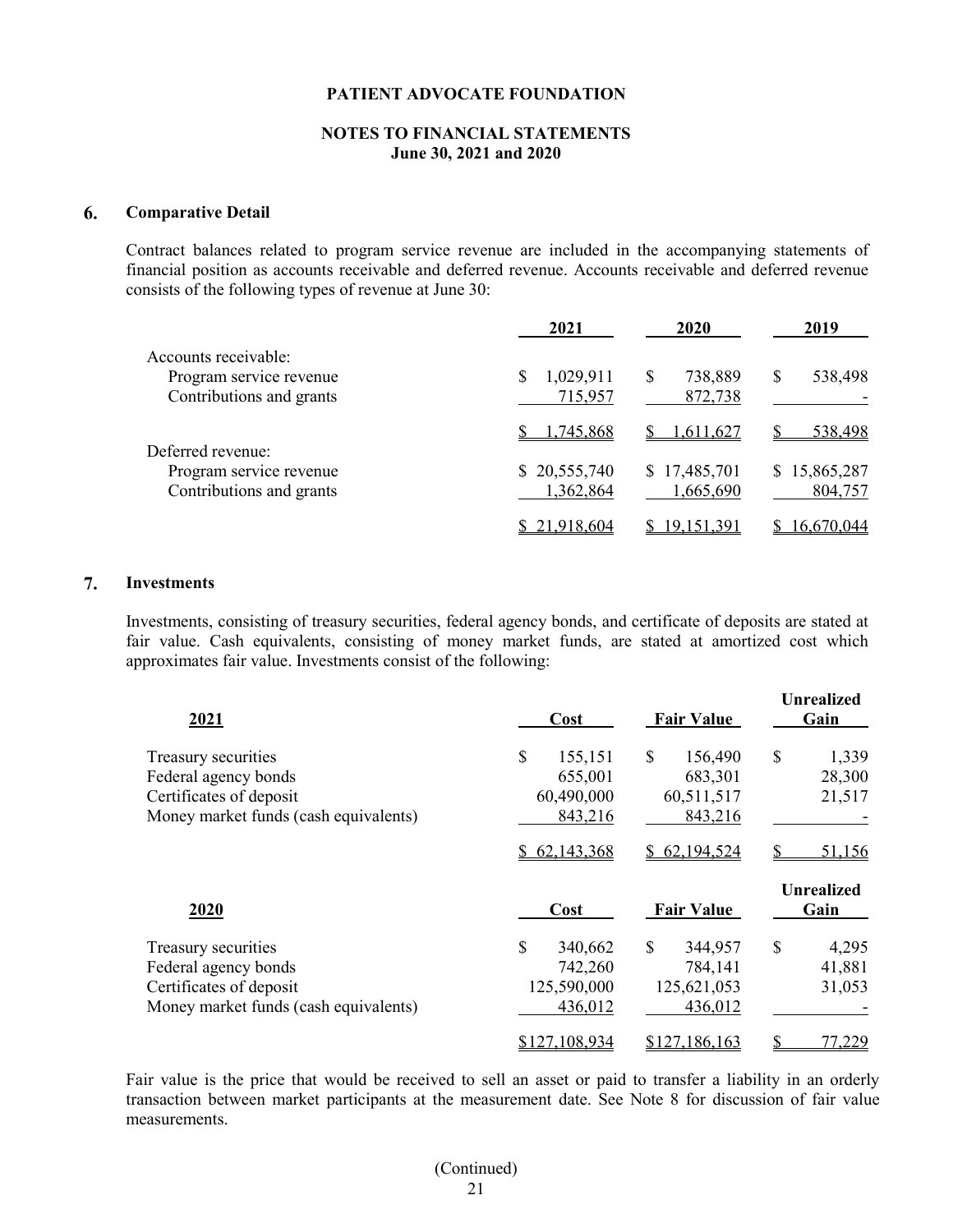# PATIENT ADVOCATE FOUNDATION

## NOTES TO FINANCIAL STATEMENTS
### June 30, 2021 and 2020

## 6. Comparative Detail

Contract balances related to program service revenue are included in the accompanying statements of financial position as accounts receivable and deferred revenue. Accounts receivable and deferred revenue consists of the following types of revenue at June 30:

| | 2021 | 2020 | 2019 |
|---|---|---|---|
| Accounts receivable: | | | |
| Program service revenue | $ 1,029,911 | $ 738,889 | $ 538,498 |
| Contributions and grants | 715,957 | 872,738 | - |
| | $ 1,745,868 | $ 1,611,627 | $ 538,498 |
| Deferred revenue: | | | |
| Program service revenue | $ 20,555,740 | $ 17,485,701 | $ 15,865,287 |
| Contributions and grants | 1,362,864 | 1,665,690 | 804,757 |
| | $ 21,918,604 | $ 19,151,391 | $ 16,670,044 |

## 7. Investments

Investments, consisting of treasury securities, federal agency bonds, and certificate of deposits are stated at fair value. Cash equivalents, consisting of money market funds, are stated at amortized cost which approximates fair value. Investments consist of the following:

| 2021 | Cost | Fair Value | Unrealized Gain |
|---|---|---|---|
| Treasury securities | $ 155,151 | $ 156,490 | $ 1,339 |
| Federal agency bonds | 655,001 | 683,301 | 28,300 |
| Certificates of deposit | 60,490,000 | 60,511,517 | 21,517 |
| Money market funds (cash equivalents) | 843,216 | 843,216 | - |
| | $ 62,143,368 | $ 62,194,524 | $ 51,156 |

| 2020 | Cost | Fair Value | Unrealized Gain |
|---|---|---|---|
| Treasury securities | $ 340,662 | $ 344,957 | $ 4,295 |
| Federal agency bonds | 742,260 | 784,141 | 41,881 |
| Certificates of deposit | 125,590,000 | 125,621,053 | 31,053 |
| Money market funds (cash equivalents) | 436,012 | 436,012 | - |
| | $127,108,934 | $127,186,163 | $ 77,229 |

Fair value is the price that would be received to sell an asset or paid to transfer a liability in an orderly transaction between market participants at the measurement date. See Note 8 for discussion of fair value measurements.

(Continued)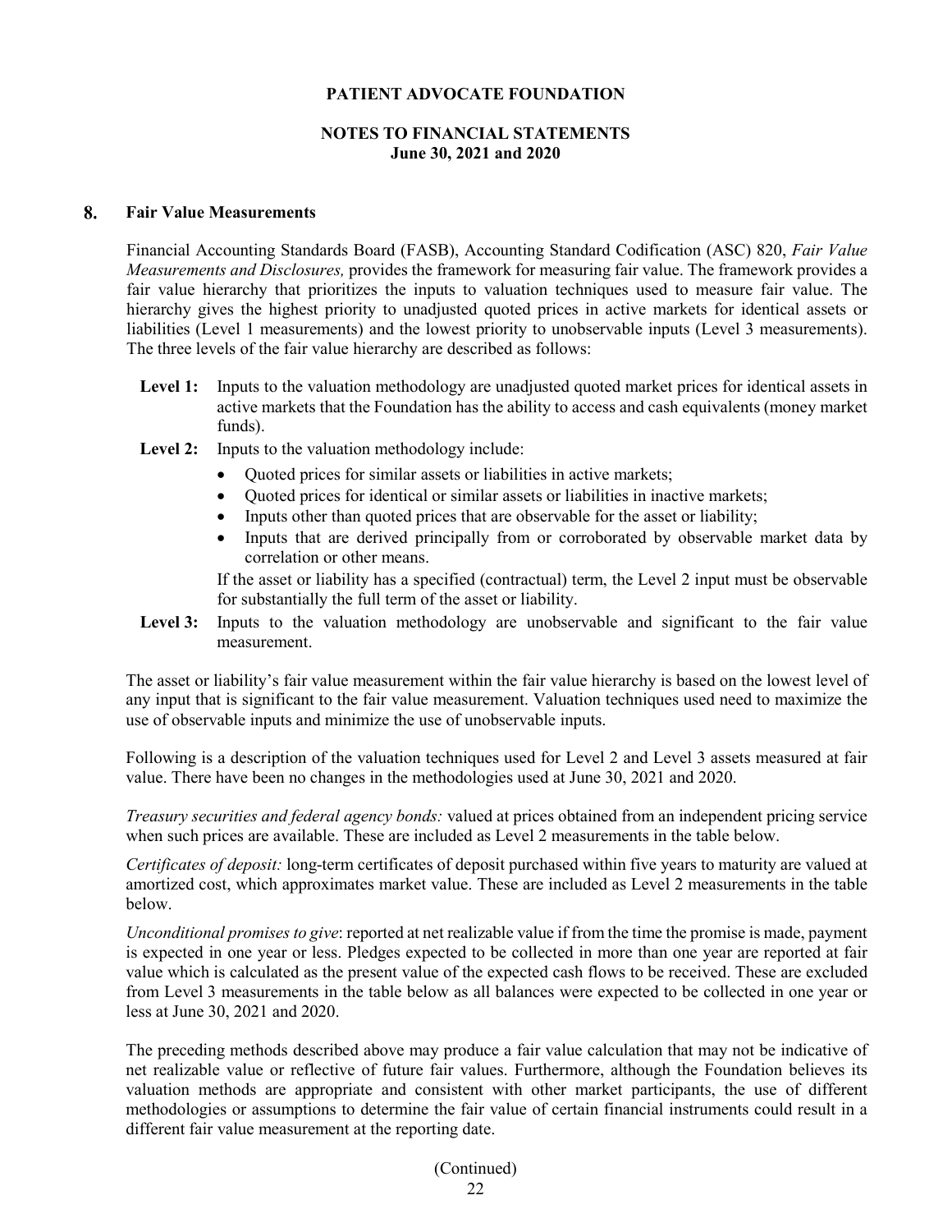## 8. Fair Value Measurements

Financial Accounting Standards Board (FASB), Accounting Standard Codification (ASC) 820, *Fair Value Measurements and Disclosures,* provides the framework for measuring fair value. The framework provides a fair value hierarchy that prioritizes the inputs to valuation techniques used to measure fair value. The hierarchy gives the highest priority to unadjusted quoted prices in active markets for identical assets or liabilities (Level 1 measurements) and the lowest priority to unobservable inputs (Level 3 measurements). The three levels of the fair value hierarchy are described as follows:

**Level 1:** Inputs to the valuation methodology are unadjusted quoted market prices for identical assets in active markets that the Foundation has the ability to access and cash equivalents (money market funds).

**Level 2:** Inputs to the valuation methodology include:

- Quoted prices for similar assets or liabilities in active markets;
- Quoted prices for identical or similar assets or liabilities in inactive markets;
- Inputs other than quoted prices that are observable for the asset or liability;
- Inputs that are derived principally from or corroborated by observable market data by correlation or other means.

If the asset or liability has a specified (contractual) term, the Level 2 input must be observable for substantially the full term of the asset or liability.

**Level 3:** Inputs to the valuation methodology are unobservable and significant to the fair value measurement.

The asset or liability's fair value measurement within the fair value hierarchy is based on the lowest level of any input that is significant to the fair value measurement. Valuation techniques used need to maximize the use of observable inputs and minimize the use of unobservable inputs.

Following is a description of the valuation techniques used for Level 2 and Level 3 assets measured at fair value. There have been no changes in the methodologies used at June 30, 2021 and 2020.

*Treasury securities and federal agency bonds:* valued at prices obtained from an independent pricing service when such prices are available. These are included as Level 2 measurements in the table below.

*Certificates of deposit:* long-term certificates of deposit purchased within five years to maturity are valued at amortized cost, which approximates market value. These are included as Level 2 measurements in the table below.

*Unconditional promises to give*: reported at net realizable value if from the time the promise is made, payment is expected in one year or less. Pledges expected to be collected in more than one year are reported at fair value which is calculated as the present value of the expected cash flows to be received. These are excluded from Level 3 measurements in the table below as all balances were expected to be collected in one year or less at June 30, 2021 and 2020.

The preceding methods described above may produce a fair value calculation that may not be indicative of net realizable value or reflective of future fair values. Furthermore, although the Foundation believes its valuation methods are appropriate and consistent with other market participants, the use of different methodologies or assumptions to determine the fair value of certain financial instruments could result in a different fair value measurement at the reporting date.

(Continued)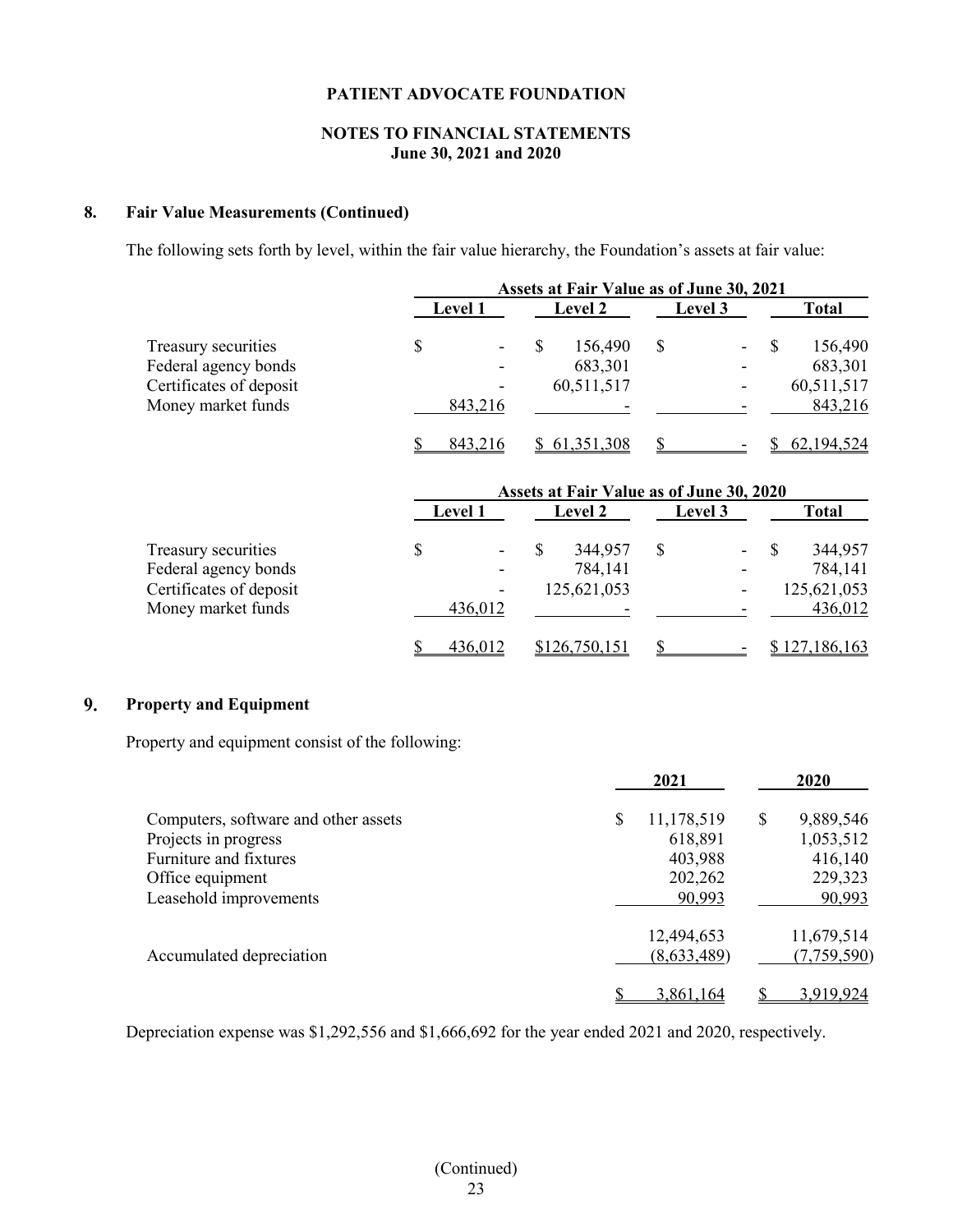## 8. Fair Value Measurements (Continued)

The following sets forth by level, within the fair value hierarchy, the Foundation's assets at fair value:

| | Assets at Fair Value as of June 30, 2021 | | | |
|---|---|---|---|---|
| | Level 1 | Level 2 | Level 3 | Total |
| Treasury securities | $ - | $ 156,490 | $ - | $ 156,490 |
| Federal agency bonds | - | 683,301 | - | 683,301 |
| Certificates of deposit | - | 60,511,517 | - | 60,511,517 |
| Money market funds | 843,216 | - | - | 843,216 |
| | $ 843,216 | $ 61,351,308 | $ - | $ 62,194,524 |

| | Assets at Fair Value as of June 30, 2020 | | | |
|---|---|---|---|---|
| | Level 1 | Level 2 | Level 3 | Total |
| Treasury securities | $ - | $ 344,957 | $ - | $ 344,957 |
| Federal agency bonds | - | 784,141 | - | 784,141 |
| Certificates of deposit | - | 125,621,053 | - | 125,621,053 |
| Money market funds | 436,012 | - | - | 436,012 |
| | $ 436,012 | $126,750,151 | $ - | $ 127,186,163 |

## 9. Property and Equipment

Property and equipment consist of the following:

| | 2021 | 2020 |
|---|---|---|
| Computers, software and other assets | $ 11,178,519 | $ 9,889,546 |
| Projects in progress | 618,891 | 1,053,512 |
| Furniture and fixtures | 403,988 | 416,140 |
| Office equipment | 202,262 | 229,323 |
| Leasehold improvements | 90,993 | 90,993 |
| | 12,494,653 | 11,679,514 |
| Accumulated depreciation | (8,633,489) | (7,759,590) |
| | $ 3,861,164 | $ 3,919,924 |

Depreciation expense was $1,292,556 and $1,666,692 for the year ended 2021 and 2020, respectively.

(Continued)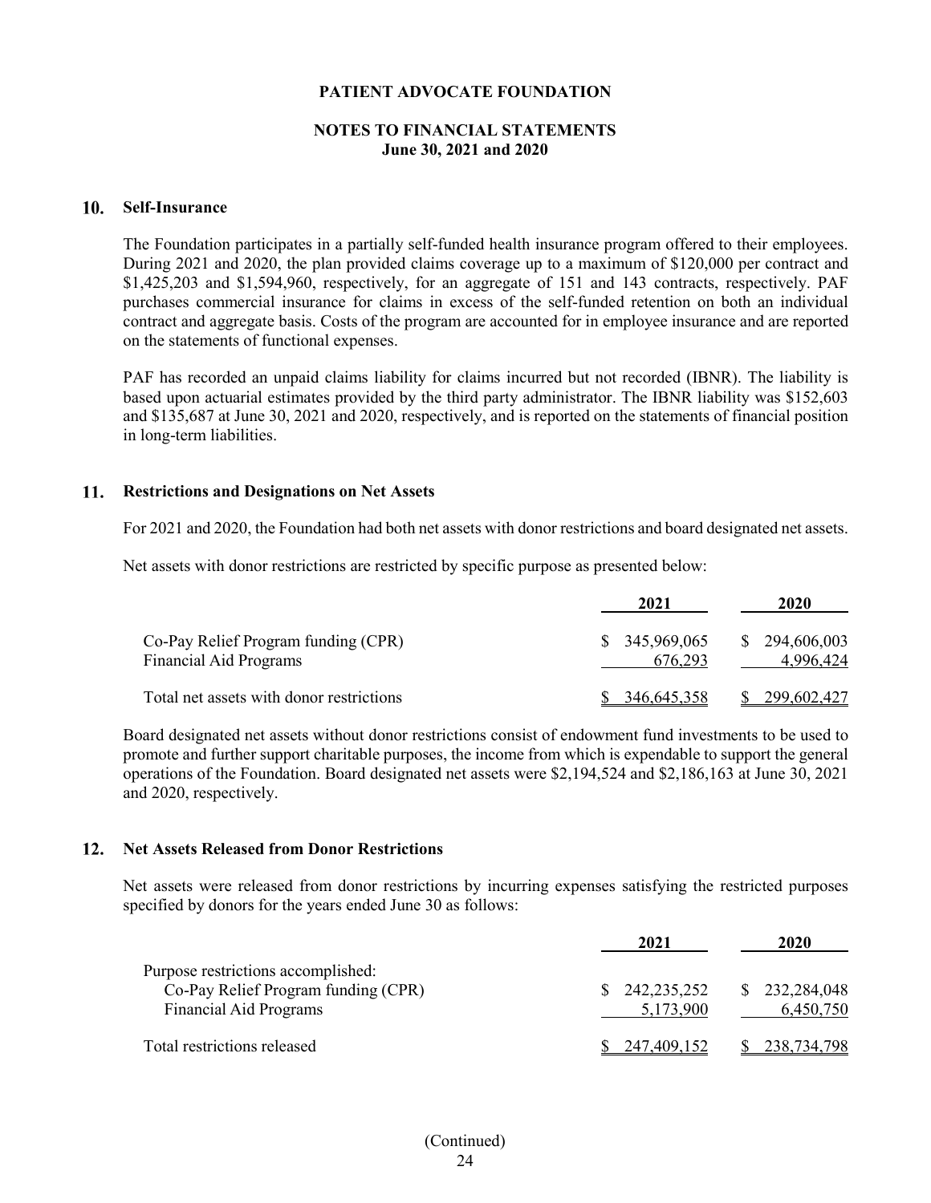# PATIENT ADVOCATE FOUNDATION

## NOTES TO FINANCIAL STATEMENTS
## June 30, 2021 and 2020

### 10. Self-Insurance

The Foundation participates in a partially self-funded health insurance program offered to their employees. During 2021 and 2020, the plan provided claims coverage up to a maximum of \$120,000 per contract and \$1,425,203 and \$1,594,960, respectively, for an aggregate of 151 and 143 contracts, respectively. PAF purchases commercial insurance for claims in excess of the self-funded retention on both an individual contract and aggregate basis. Costs of the program are accounted for in employee insurance and are reported on the statements of functional expenses.

PAF has recorded an unpaid claims liability for claims incurred but not recorded (IBNR). The liability is based upon actuarial estimates provided by the third party administrator. The IBNR liability was \$152,603 and \$135,687 at June 30, 2021 and 2020, respectively, and is reported on the statements of financial position in long-term liabilities.

### 11. Restrictions and Designations on Net Assets

For 2021 and 2020, the Foundation had both net assets with donor restrictions and board designated net assets.

Net assets with donor restrictions are restricted by specific purpose as presented below:

| | 2021 | 2020 |
|---|---|---|
| Co-Pay Relief Program funding (CPR) | \$ 345,969,065 | \$ 294,606,003 |
| Financial Aid Programs | 676,293 | 4,996,424 |
| Total net assets with donor restrictions | \$ 346,645,358 | \$ 299,602,427 |

Board designated net assets without donor restrictions consist of endowment fund investments to be used to promote and further support charitable purposes, the income from which is expendable to support the general operations of the Foundation. Board designated net assets were \$2,194,524 and \$2,186,163 at June 30, 2021 and 2020, respectively.

### 12. Net Assets Released from Donor Restrictions

Net assets were released from donor restrictions by incurring expenses satisfying the restricted purposes specified by donors for the years ended June 30 as follows:

| | 2021 | 2020 |
|---|---|---|
| Purpose restrictions accomplished: | | |
| Co-Pay Relief Program funding (CPR) | \$ 242,235,252 | \$ 232,284,048 |
| Financial Aid Programs | 5,173,900 | 6,450,750 |
| Total restrictions released | \$ 247,409,152 | \$ 238,734,798 |

(Continued)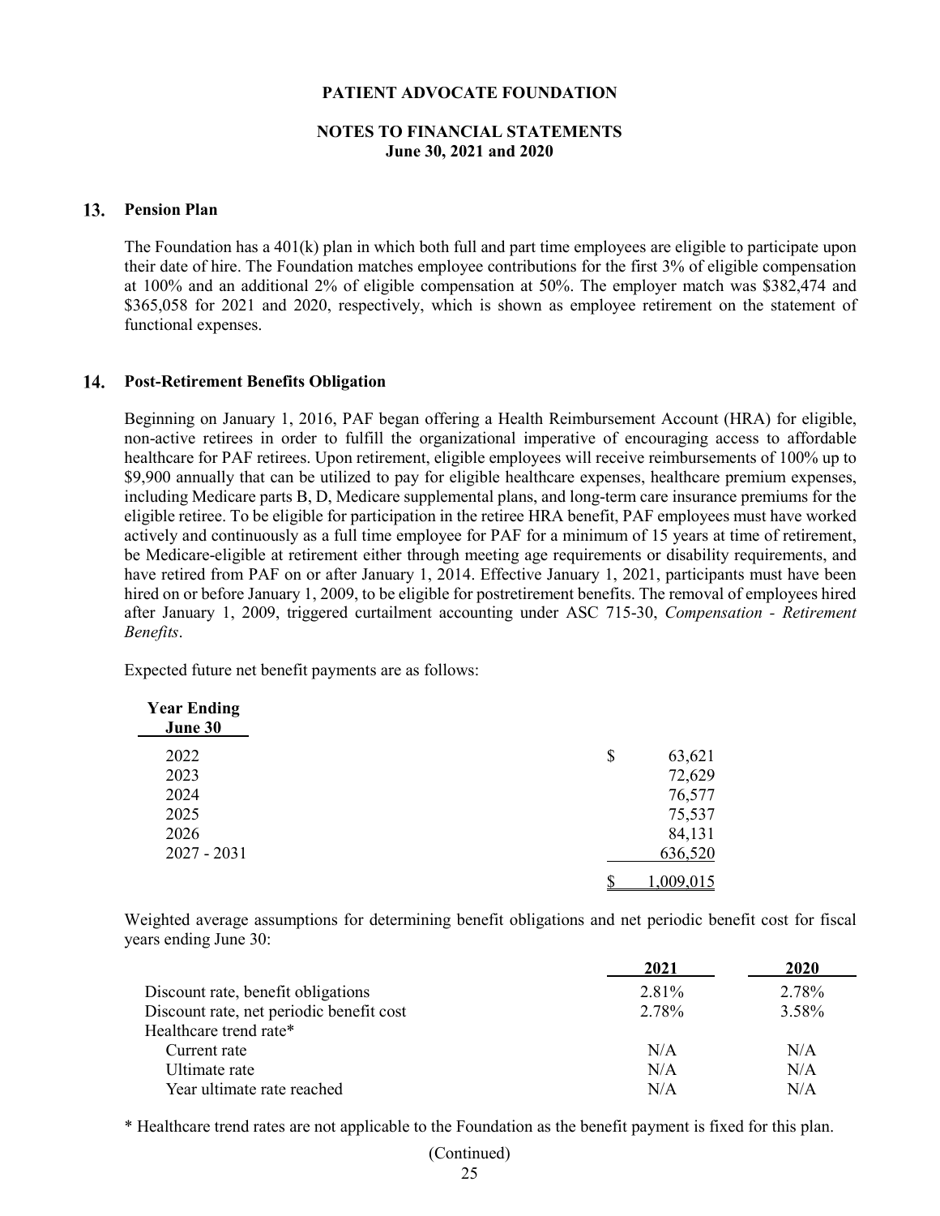**PATIENT ADVOCATE FOUNDATION**

**NOTES TO FINANCIAL STATEMENTS**
**June 30, 2021 and 2020**

## 13. Pension Plan

The Foundation has a 401(k) plan in which both full and part time employees are eligible to participate upon their date of hire. The Foundation matches employee contributions for the first 3% of eligible compensation at 100% and an additional 2% of eligible compensation at 50%. The employer match was \$382,474 and \$365,058 for 2021 and 2020, respectively, which is shown as employee retirement on the statement of functional expenses.

## 14. Post-Retirement Benefits Obligation

Beginning on January 1, 2016, PAF began offering a Health Reimbursement Account (HRA) for eligible, non-active retirees in order to fulfill the organizational imperative of encouraging access to affordable healthcare for PAF retirees. Upon retirement, eligible employees will receive reimbursements of 100% up to \$9,900 annually that can be utilized to pay for eligible healthcare expenses, healthcare premium expenses, including Medicare parts B, D, Medicare supplemental plans, and long-term care insurance premiums for the eligible retiree. To be eligible for participation in the retiree HRA benefit, PAF employees must have worked actively and continuously as a full time employee for PAF for a minimum of 15 years at time of retirement, be Medicare-eligible at retirement either through meeting age requirements or disability requirements, and have retired from PAF on or after January 1, 2014. Effective January 1, 2021, participants must have been hired on or before January 1, 2009, to be eligible for postretirement benefits. The removal of employees hired after January 1, 2009, triggered curtailment accounting under ASC 715-30, *Compensation - Retirement Benefits*.

Expected future net benefit payments are as follows:

| Year Ending June 30 | |
|---|---|
| 2022 | $ 63,621 |
| 2023 | 72,629 |
| 2024 | 76,577 |
| 2025 | 75,537 |
| 2026 | 84,131 |
| 2027 - 2031 | 636,520 |
| | $ 1,009,015 |

Weighted average assumptions for determining benefit obligations and net periodic benefit cost for fiscal years ending June 30:

| | 2021 | 2020 |
|---|---|---|
| Discount rate, benefit obligations | 2.81% | 2.78% |
| Discount rate, net periodic benefit cost | 2.78% | 3.58% |
| Healthcare trend rate* | | |
| Current rate | N/A | N/A |
| Ultimate rate | N/A | N/A |
| Year ultimate rate reached | N/A | N/A |

* Healthcare trend rates are not applicable to the Foundation as the benefit payment is fixed for this plan.

(Continued)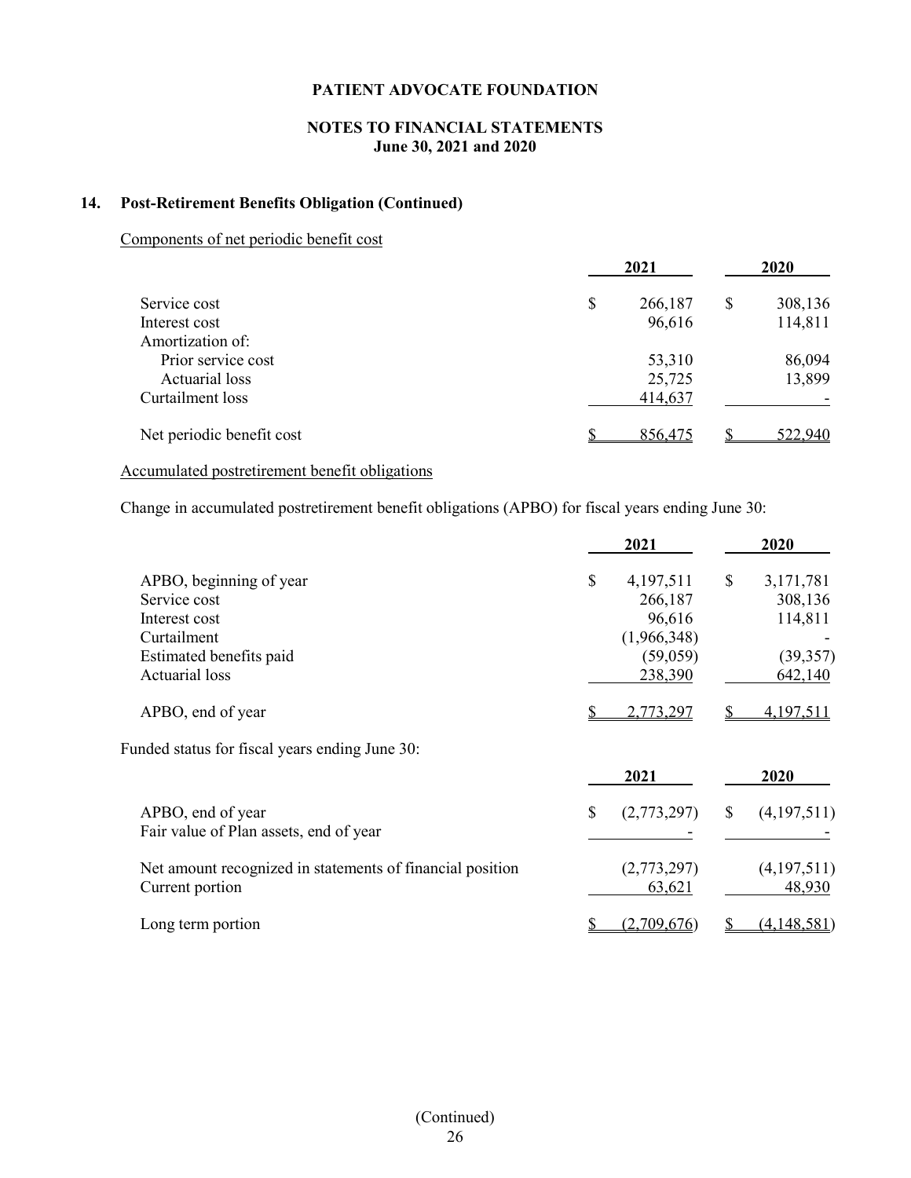# PATIENT ADVOCATE FOUNDATION

## NOTES TO FINANCIAL STATEMENTS
## June 30, 2021 and 2020

### 14. Post-Retirement Benefits Obligation (Continued)

Components of net periodic benefit cost

| | 2021 | 2020 |
|---|---|---|
| Service cost | $ 266,187 | $ 308,136 |
| Interest cost | 96,616 | 114,811 |
| Amortization of: | | |
| Prior service cost | 53,310 | 86,094 |
| Actuarial loss | 25,725 | 13,899 |
| Curtailment loss | 414,637 | - |
| Net periodic benefit cost | $ 856,475 | $ 522,940 |

Accumulated postretirement benefit obligations

Change in accumulated postretirement benefit obligations (APBO) for fiscal years ending June 30:

| | 2021 | 2020 |
|---|---|---|
| APBO, beginning of year | $ 4,197,511 | $ 3,171,781 |
| Service cost | 266,187 | 308,136 |
| Interest cost | 96,616 | 114,811 |
| Curtailment | (1,966,348) | - |
| Estimated benefits paid | (59,059) | (39,357) |
| Actuarial loss | 238,390 | 642,140 |
| APBO, end of year | $ 2,773,297 | $ 4,197,511 |

Funded status for fiscal years ending June 30:

| | 2021 | 2020 |
|---|---|---|
| APBO, end of year | $ (2,773,297) | $ (4,197,511) |
| Fair value of Plan assets, end of year | - | - |
| Net amount recognized in statements of financial position | (2,773,297) | (4,197,511) |
| Current portion | 63,621 | 48,930 |
| Long term portion | $ (2,709,676) | $ (4,148,581) |

(Continued)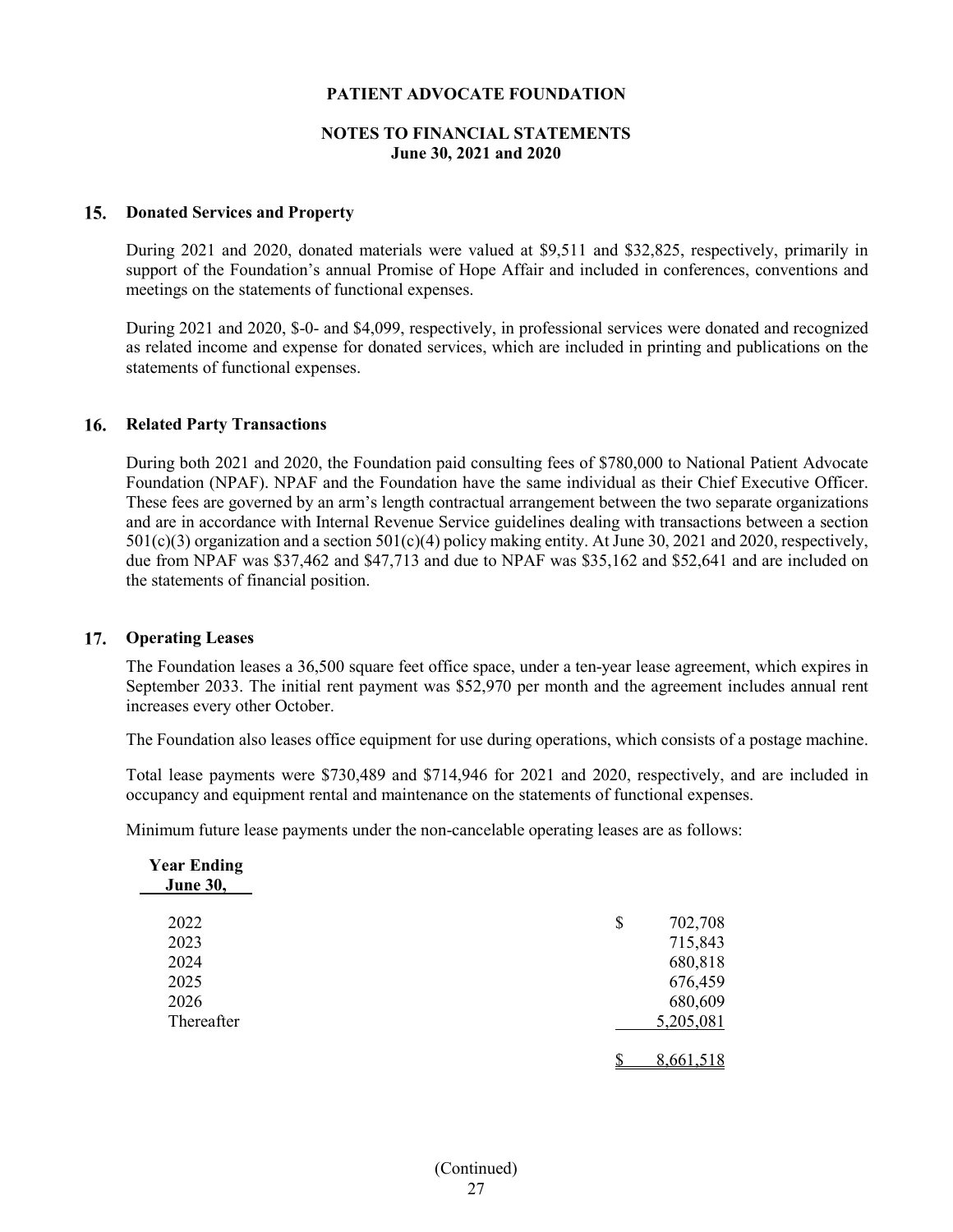**PATIENT ADVOCATE FOUNDATION**

**NOTES TO FINANCIAL STATEMENTS**
**June 30, 2021 and 2020**

## 15. Donated Services and Property

During 2021 and 2020, donated materials were valued at $9,511 and $32,825, respectively, primarily in support of the Foundation's annual Promise of Hope Affair and included in conferences, conventions and meetings on the statements of functional expenses.

During 2021 and 2020, $-0- and $4,099, respectively, in professional services were donated and recognized as related income and expense for donated services, which are included in printing and publications on the statements of functional expenses.

## 16. Related Party Transactions

During both 2021 and 2020, the Foundation paid consulting fees of $780,000 to National Patient Advocate Foundation (NPAF). NPAF and the Foundation have the same individual as their Chief Executive Officer. These fees are governed by an arm's length contractual arrangement between the two separate organizations and are in accordance with Internal Revenue Service guidelines dealing with transactions between a section 501(c)(3) organization and a section 501(c)(4) policy making entity. At June 30, 2021 and 2020, respectively, due from NPAF was $37,462 and $47,713 and due to NPAF was $35,162 and $52,641 and are included on the statements of financial position.

## 17. Operating Leases

The Foundation leases a 36,500 square feet office space, under a ten-year lease agreement, which expires in September 2033. The initial rent payment was $52,970 per month and the agreement includes annual rent increases every other October.

The Foundation also leases office equipment for use during operations, which consists of a postage machine.

Total lease payments were $730,489 and $714,946 for 2021 and 2020, respectively, and are included in occupancy and equipment rental and maintenance on the statements of functional expenses.

Minimum future lease payments under the non-cancelable operating leases are as follows:

| Year Ending June 30, | |
|---|---|
| 2022 | $ 702,708 |
| 2023 | 715,843 |
| 2024 | 680,818 |
| 2025 | 676,459 |
| 2026 | 680,609 |
| Thereafter | 5,205,081 |
| | $ 8,661,518 |

(Continued)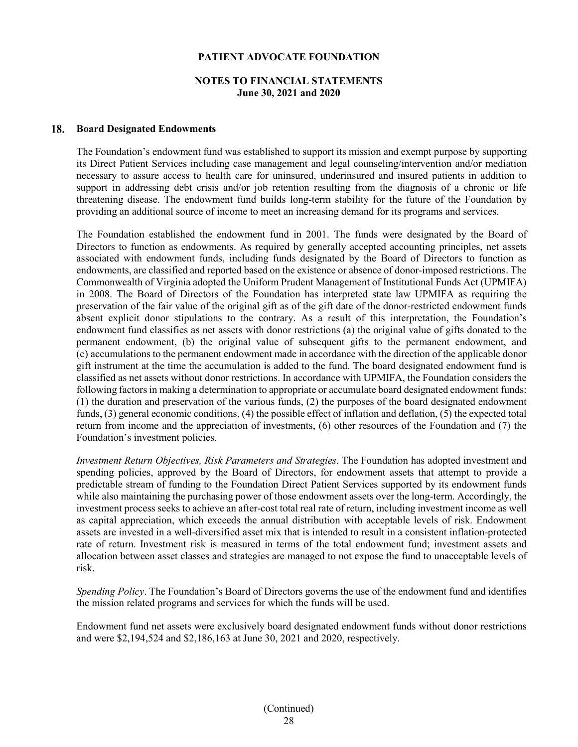## 18. Board Designated Endowments

The Foundation's endowment fund was established to support its mission and exempt purpose by supporting its Direct Patient Services including case management and legal counseling/intervention and/or mediation necessary to assure access to health care for uninsured, underinsured and insured patients in addition to support in addressing debt crisis and/or job retention resulting from the diagnosis of a chronic or life threatening disease. The endowment fund builds long-term stability for the future of the Foundation by providing an additional source of income to meet an increasing demand for its programs and services.

The Foundation established the endowment fund in 2001. The funds were designated by the Board of Directors to function as endowments. As required by generally accepted accounting principles, net assets associated with endowment funds, including funds designated by the Board of Directors to function as endowments, are classified and reported based on the existence or absence of donor-imposed restrictions. The Commonwealth of Virginia adopted the Uniform Prudent Management of Institutional Funds Act (UPMIFA) in 2008. The Board of Directors of the Foundation has interpreted state law UPMIFA as requiring the preservation of the fair value of the original gift as of the gift date of the donor-restricted endowment funds absent explicit donor stipulations to the contrary. As a result of this interpretation, the Foundation's endowment fund classifies as net assets with donor restrictions (a) the original value of gifts donated to the permanent endowment, (b) the original value of subsequent gifts to the permanent endowment, and (c) accumulations to the permanent endowment made in accordance with the direction of the applicable donor gift instrument at the time the accumulation is added to the fund. The board designated endowment fund is classified as net assets without donor restrictions. In accordance with UPMIFA, the Foundation considers the following factors in making a determination to appropriate or accumulate board designated endowment funds: (1) the duration and preservation of the various funds, (2) the purposes of the board designated endowment funds, (3) general economic conditions, (4) the possible effect of inflation and deflation, (5) the expected total return from income and the appreciation of investments, (6) other resources of the Foundation and (7) the Foundation's investment policies.

*Investment Return Objectives, Risk Parameters and Strategies.* The Foundation has adopted investment and spending policies, approved by the Board of Directors, for endowment assets that attempt to provide a predictable stream of funding to the Foundation Direct Patient Services supported by its endowment funds while also maintaining the purchasing power of those endowment assets over the long-term. Accordingly, the investment process seeks to achieve an after-cost total real rate of return, including investment income as well as capital appreciation, which exceeds the annual distribution with acceptable levels of risk. Endowment assets are invested in a well-diversified asset mix that is intended to result in a consistent inflation-protected rate of return. Investment risk is measured in terms of the total endowment fund; investment assets and allocation between asset classes and strategies are managed to not expose the fund to unacceptable levels of risk.

*Spending Policy*. The Foundation's Board of Directors governs the use of the endowment fund and identifies the mission related programs and services for which the funds will be used.

Endowment fund net assets were exclusively board designated endowment funds without donor restrictions and were $2,194,524 and $2,186,163 at June 30, 2021 and 2020, respectively.

(Continued)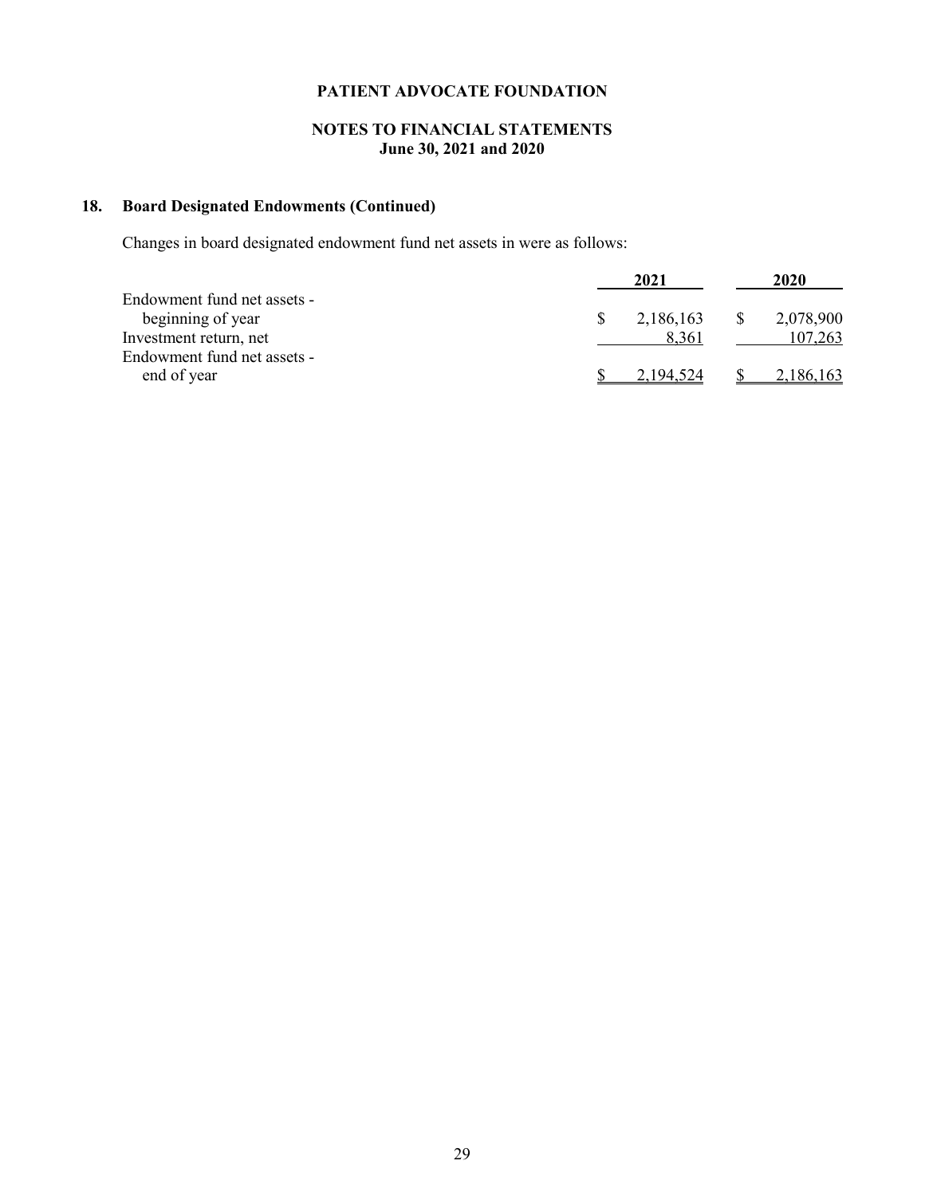## 18. Board Designated Endowments (Continued)

Changes in board designated endowment fund net assets in were as follows:

| | 2021 | 2020 |
|---|---|---|
| Endowment fund net assets - beginning of year | $ 2,186,163 | $ 2,078,900 |
| Investment return, net | 8,361 | 107,263 |
| Endowment fund net assets - end of year | $ 2,194,524 | $ 2,186,163 |